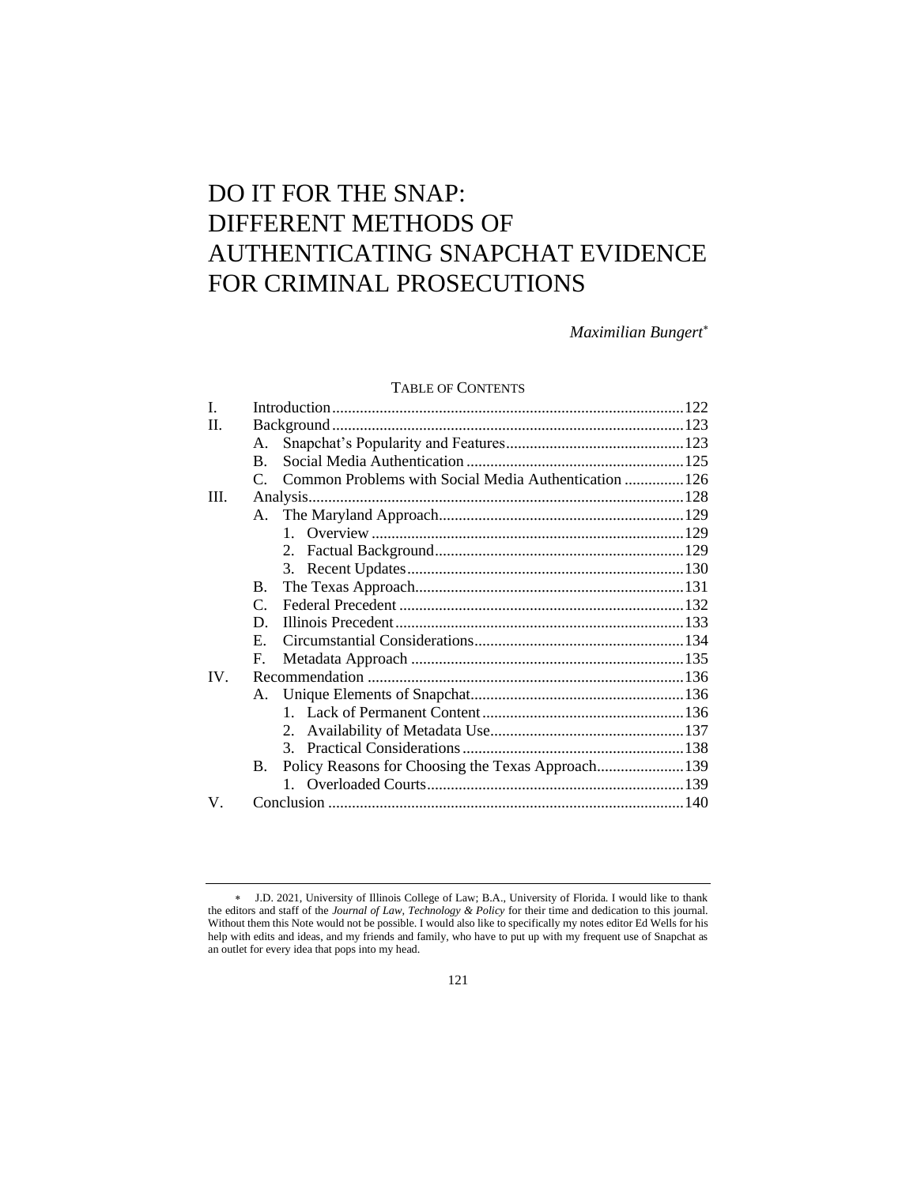# DO IT FOR THE SNAP: DIFFERENT METHODS OF AUTHENTICATING SNAPCHAT EVIDENCE FOR CRIMINAL PROSECUTIONS

*Maximilian Bungert*[*]

TABLE OF CONTENTS

| | | |
|---|---|---|
| I. | Introduction | 122 |
| II. | Background | 123 |
| | A. Snapchat's Popularity and Features | 123 |
| | B. Social Media Authentication | 125 |
| | C. Common Problems with Social Media Authentication | 126 |
| III. | Analysis | 128 |
| | A. The Maryland Approach | 129 |
| | 1. Overview | 129 |
| | 2. Factual Background | 129 |
| | 3. Recent Updates | 130 |
| | B. The Texas Approach | 131 |
| | C. Federal Precedent | 132 |
| | D. Illinois Precedent | 133 |
| | E. Circumstantial Considerations | 134 |
| | F. Metadata Approach | 135 |
| IV. | Recommendation | 136 |
| | A. Unique Elements of Snapchat | 136 |
| | 1. Lack of Permanent Content | 136 |
| | 2. Availability of Metadata Use | 137 |
| | 3. Practical Considerations | 138 |
| | B. Policy Reasons for Choosing the Texas Approach | 139 |
| | 1. Overloaded Courts | 139 |
| V. | Conclusion | 140 |

[*] J.D. 2021, University of Illinois College of Law; B.A., University of Florida. I would like to thank the editors and staff of the *Journal of Law, Technology & Policy* for their time and dedication to this journal. Without them this Note would not be possible. I would also like to specifically my notes editor Ed Wells for his help with edits and ideas, and my friends and family, who have to put up with my frequent use of Snapchat as an outlet for every idea that pops into my head.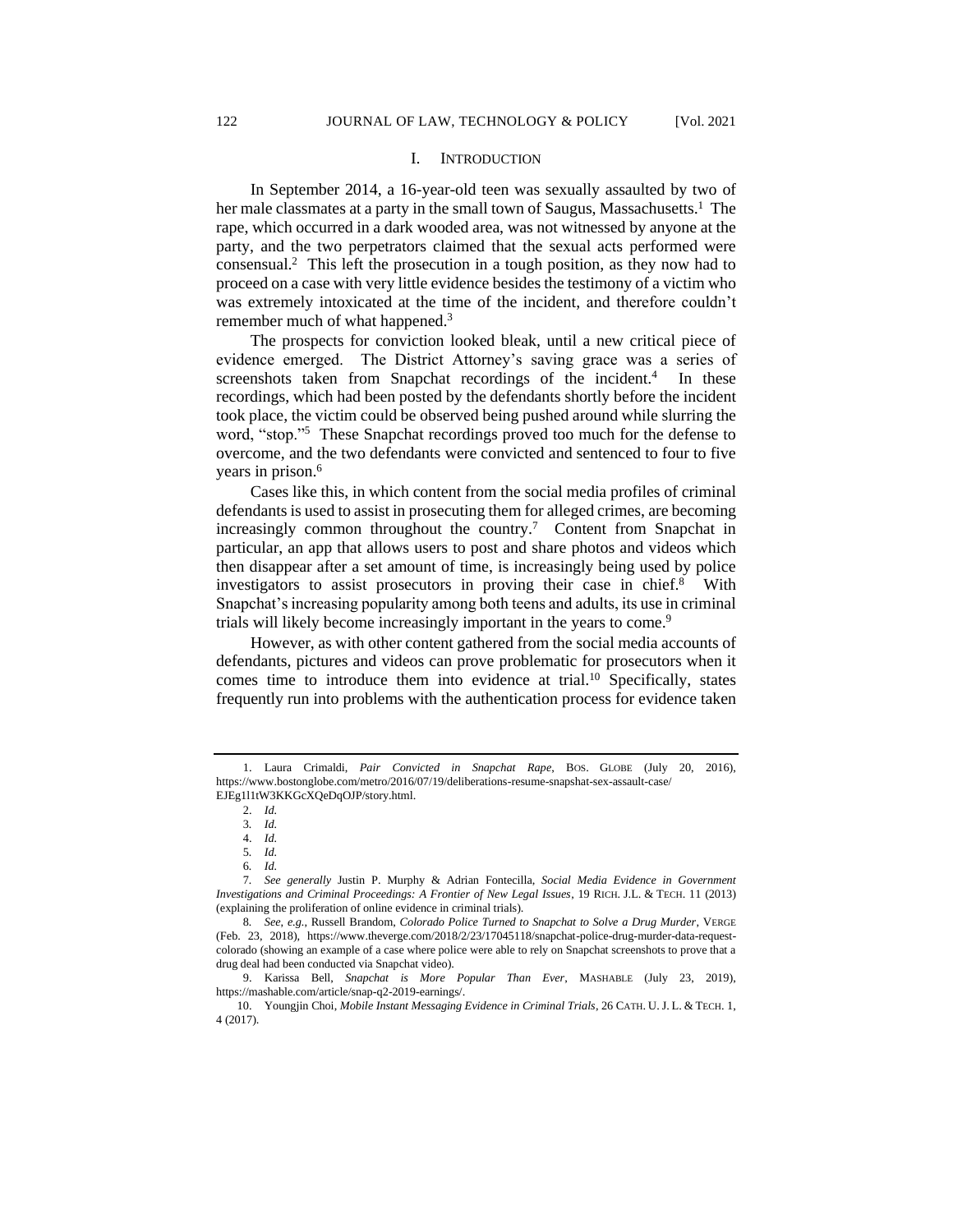## I. INTRODUCTION

In September 2014, a 16-year-old teen was sexually assaulted by two of her male classmates at a party in the small town of Saugus, Massachusetts.[1] The rape, which occurred in a dark wooded area, was not witnessed by anyone at the party, and the two perpetrators claimed that the sexual acts performed were consensual.[2] This left the prosecution in a tough position, as they now had to proceed on a case with very little evidence besides the testimony of a victim who was extremely intoxicated at the time of the incident, and therefore couldn't remember much of what happened.[3]

The prospects for conviction looked bleak, until a new critical piece of evidence emerged. The District Attorney's saving grace was a series of screenshots taken from Snapchat recordings of the incident.[4] In these recordings, which had been posted by the defendants shortly before the incident took place, the victim could be observed being pushed around while slurring the word, "stop."[5] These Snapchat recordings proved too much for the defense to overcome, and the two defendants were convicted and sentenced to four to five years in prison.[6]

Cases like this, in which content from the social media profiles of criminal defendants is used to assist in prosecuting them for alleged crimes, are becoming increasingly common throughout the country.[7] Content from Snapchat in particular, an app that allows users to post and share photos and videos which then disappear after a set amount of time, is increasingly being used by police investigators to assist prosecutors in proving their case in chief.[8] With Snapchat's increasing popularity among both teens and adults, its use in criminal trials will likely become increasingly important in the years to come.[9]

However, as with other content gathered from the social media accounts of defendants, pictures and videos can prove problematic for prosecutors when it comes time to introduce them into evidence at trial.[10] Specifically, states frequently run into problems with the authentication process for evidence taken

---

1. Laura Crimaldi, *Pair Convicted in Snapchat Rape*, BOS. GLOBE (July 20, 2016), https://www.bostonglobe.com/metro/2016/07/19/deliberations-resume-snapshat-sex-assault-case/EJEg1l1tW3KKGcXQeDqOJP/story.html.

2. *Id.*

3. *Id.*

4. *Id.*

5. *Id.*

6. *Id.*

7. *See generally* Justin P. Murphy & Adrian Fontecilla, *Social Media Evidence in Government Investigations and Criminal Proceedings: A Frontier of New Legal Issues*, 19 RICH. J.L. & TECH. 11 (2013) (explaining the proliferation of online evidence in criminal trials).

8. *See, e.g.*, Russell Brandom, *Colorado Police Turned to Snapchat to Solve a Drug Murder*, VERGE (Feb. 23, 2018), https://www.theverge.com/2018/2/23/17045118/snapchat-police-drug-murder-data-request-colorado (showing an example of a case where police were able to rely on Snapchat screenshots to prove that a drug deal had been conducted via Snapchat video).

9. Karissa Bell, *Snapchat is More Popular Than Ever*, MASHABLE (July 23, 2019), https://mashable.com/article/snap-q2-2019-earnings/.

10. Youngjin Choi, *Mobile Instant Messaging Evidence in Criminal Trials*, 26 CATH. U. J. L. & TECH. 1, 4 (2017).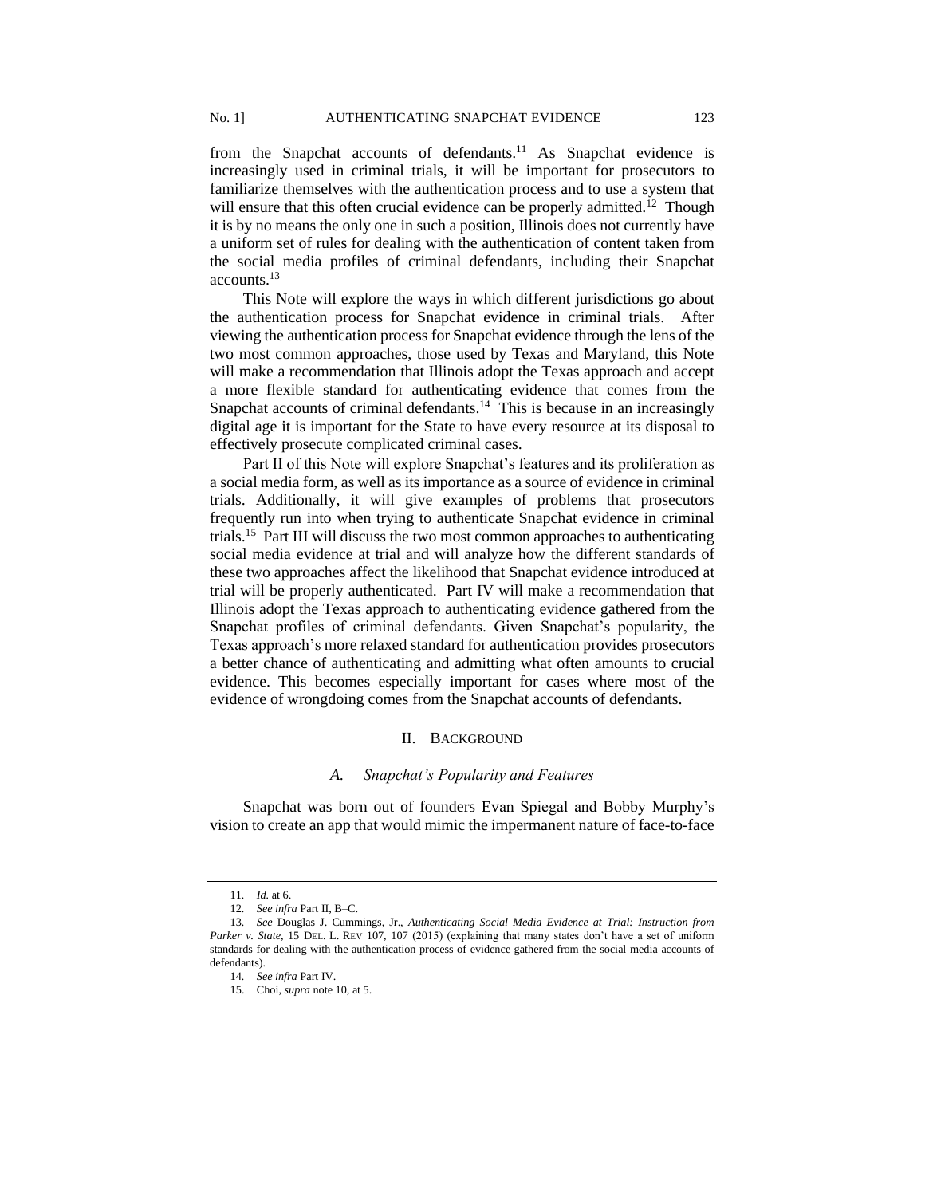from the Snapchat accounts of defendants.[11] As Snapchat evidence is increasingly used in criminal trials, it will be important for prosecutors to familiarize themselves with the authentication process and to use a system that will ensure that this often crucial evidence can be properly admitted.[12] Though it is by no means the only one in such a position, Illinois does not currently have a uniform set of rules for dealing with the authentication of content taken from the social media profiles of criminal defendants, including their Snapchat accounts.[13]

This Note will explore the ways in which different jurisdictions go about the authentication process for Snapchat evidence in criminal trials. After viewing the authentication process for Snapchat evidence through the lens of the two most common approaches, those used by Texas and Maryland, this Note will make a recommendation that Illinois adopt the Texas approach and accept a more flexible standard for authenticating evidence that comes from the Snapchat accounts of criminal defendants.[14] This is because in an increasingly digital age it is important for the State to have every resource at its disposal to effectively prosecute complicated criminal cases.

Part II of this Note will explore Snapchat's features and its proliferation as a social media form, as well as its importance as a source of evidence in criminal trials. Additionally, it will give examples of problems that prosecutors frequently run into when trying to authenticate Snapchat evidence in criminal trials.[15] Part III will discuss the two most common approaches to authenticating social media evidence at trial and will analyze how the different standards of these two approaches affect the likelihood that Snapchat evidence introduced at trial will be properly authenticated. Part IV will make a recommendation that Illinois adopt the Texas approach to authenticating evidence gathered from the Snapchat profiles of criminal defendants. Given Snapchat's popularity, the Texas approach's more relaxed standard for authentication provides prosecutors a better chance of authenticating and admitting what often amounts to crucial evidence. This becomes especially important for cases where most of the evidence of wrongdoing comes from the Snapchat accounts of defendants.

## II. BACKGROUND

### A. *Snapchat's Popularity and Features*

Snapchat was born out of founders Evan Spiegal and Bobby Murphy's vision to create an app that would mimic the impermanent nature of face-to-face

---

11. *Id.* at 6.

12. *See infra* Part II, B–C.

13. *See* Douglas J. Cummings, Jr., *Authenticating Social Media Evidence at Trial: Instruction from Parker v. State*, 15 DEL. L. REV 107, 107 (2015) (explaining that many states don't have a set of uniform standards for dealing with the authentication process of evidence gathered from the social media accounts of defendants).

14. *See infra* Part IV.

15. Choi, *supra* note 10, at 5.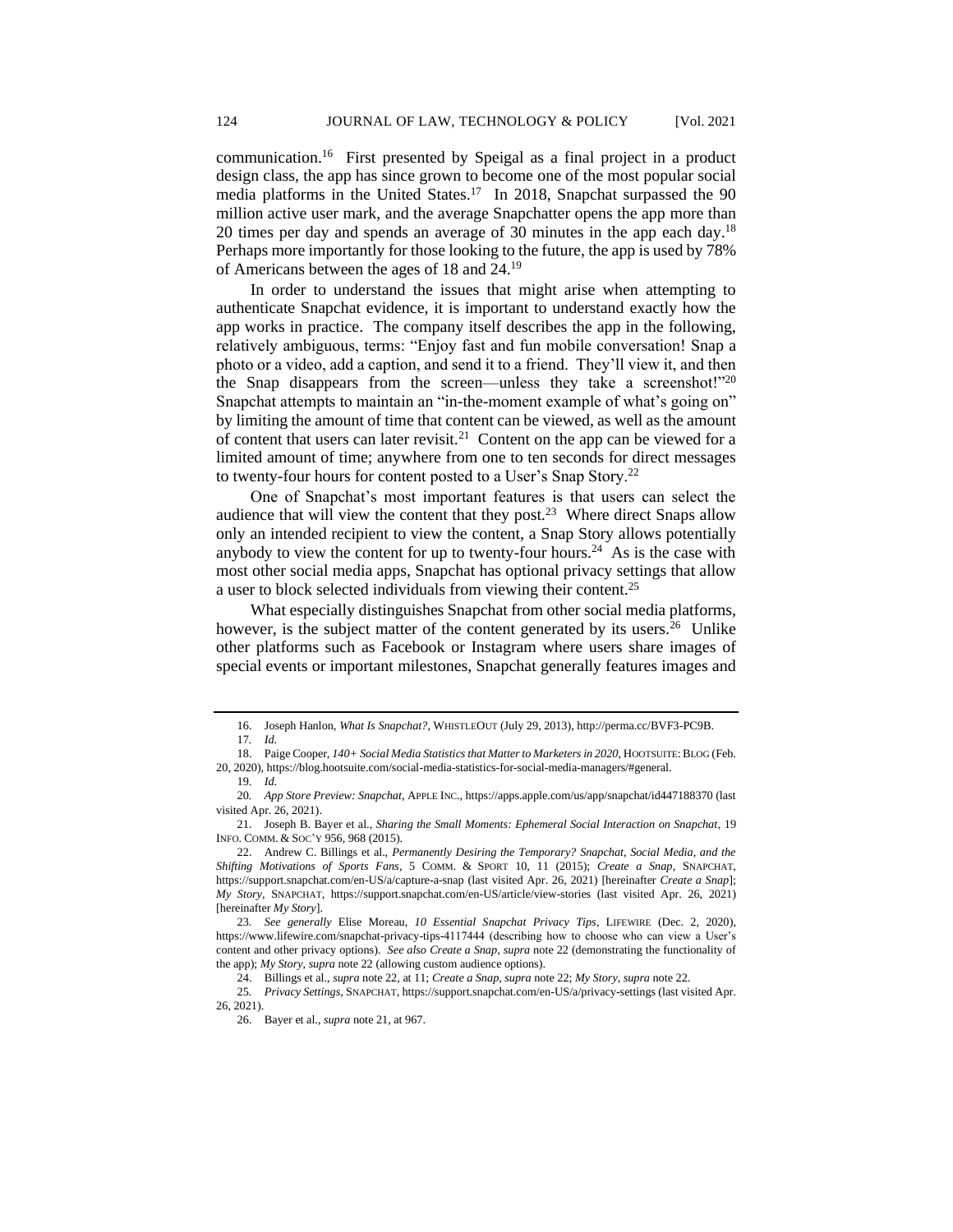communication.[16] First presented by Speigal as a final project in a product design class, the app has since grown to become one of the most popular social media platforms in the United States.[17] In 2018, Snapchat surpassed the 90 million active user mark, and the average Snapchatter opens the app more than 20 times per day and spends an average of 30 minutes in the app each day.[18] Perhaps more importantly for those looking to the future, the app is used by 78% of Americans between the ages of 18 and 24.[19]

In order to understand the issues that might arise when attempting to authenticate Snapchat evidence, it is important to understand exactly how the app works in practice. The company itself describes the app in the following, relatively ambiguous, terms: "Enjoy fast and fun mobile conversation! Snap a photo or a video, add a caption, and send it to a friend. They'll view it, and then the Snap disappears from the screen—unless they take a screenshot!"[20] Snapchat attempts to maintain an "in-the-moment example of what's going on" by limiting the amount of time that content can be viewed, as well as the amount of content that users can later revisit.[21] Content on the app can be viewed for a limited amount of time; anywhere from one to ten seconds for direct messages to twenty-four hours for content posted to a User's Snap Story.[22]

One of Snapchat's most important features is that users can select the audience that will view the content that they post.[23] Where direct Snaps allow only an intended recipient to view the content, a Snap Story allows potentially anybody to view the content for up to twenty-four hours.[24] As is the case with most other social media apps, Snapchat has optional privacy settings that allow a user to block selected individuals from viewing their content.[25]

What especially distinguishes Snapchat from other social media platforms, however, is the subject matter of the content generated by its users.[26] Unlike other platforms such as Facebook or Instagram where users share images of special events or important milestones, Snapchat generally features images and

---

16. Joseph Hanlon, *What Is Snapchat?*, WHISTLEOUT (July 29, 2013), http://perma.cc/BVF3-PC9B.

17. *Id.*

18. Paige Cooper, *140+ Social Media Statistics that Matter to Marketers in 2020*, HOOTSUITE: BLOG (Feb. 20, 2020), https://blog.hootsuite.com/social-media-statistics-for-social-media-managers/#general.

19. *Id.*

20. *App Store Preview: Snapchat*, APPLE INC., https://apps.apple.com/us/app/snapchat/id447188370 (last visited Apr. 26, 2021).

21. Joseph B. Bayer et al., *Sharing the Small Moments: Ephemeral Social Interaction on Snapchat*, 19 INFO. COMM. & SOC'Y 956, 968 (2015).

22. Andrew C. Billings et al., *Permanently Desiring the Temporary? Snapchat, Social Media, and the Shifting Motivations of Sports Fans*, 5 COMM. & SPORT 10, 11 (2015); *Create a Snap*, SNAPCHAT, https://support.snapchat.com/en-US/a/capture-a-snap (last visited Apr. 26, 2021) [hereinafter *Create a Snap*]; *My Story*, SNAPCHAT, https://support.snapchat.com/en-US/article/view-stories (last visited Apr. 26, 2021) [hereinafter *My Story*].

23. *See generally* Elise Moreau, *10 Essential Snapchat Privacy Tips*, LIFEWIRE (Dec. 2, 2020), https://www.lifewire.com/snapchat-privacy-tips-4117444 (describing how to choose who can view a User's content and other privacy options). *See also Create a Snap*, *supra* note 22 (demonstrating the functionality of the app); *My Story*, *supra* note 22 (allowing custom audience options).

24. Billings et al., *supra* note 22, at 11; *Create a Snap*, *supra* note 22; *My Story*, *supra* note 22.

25. *Privacy Settings*, SNAPCHAT, https://support.snapchat.com/en-US/a/privacy-settings (last visited Apr. 26, 2021).

26. Bayer et al., *supra* note 21, at 967.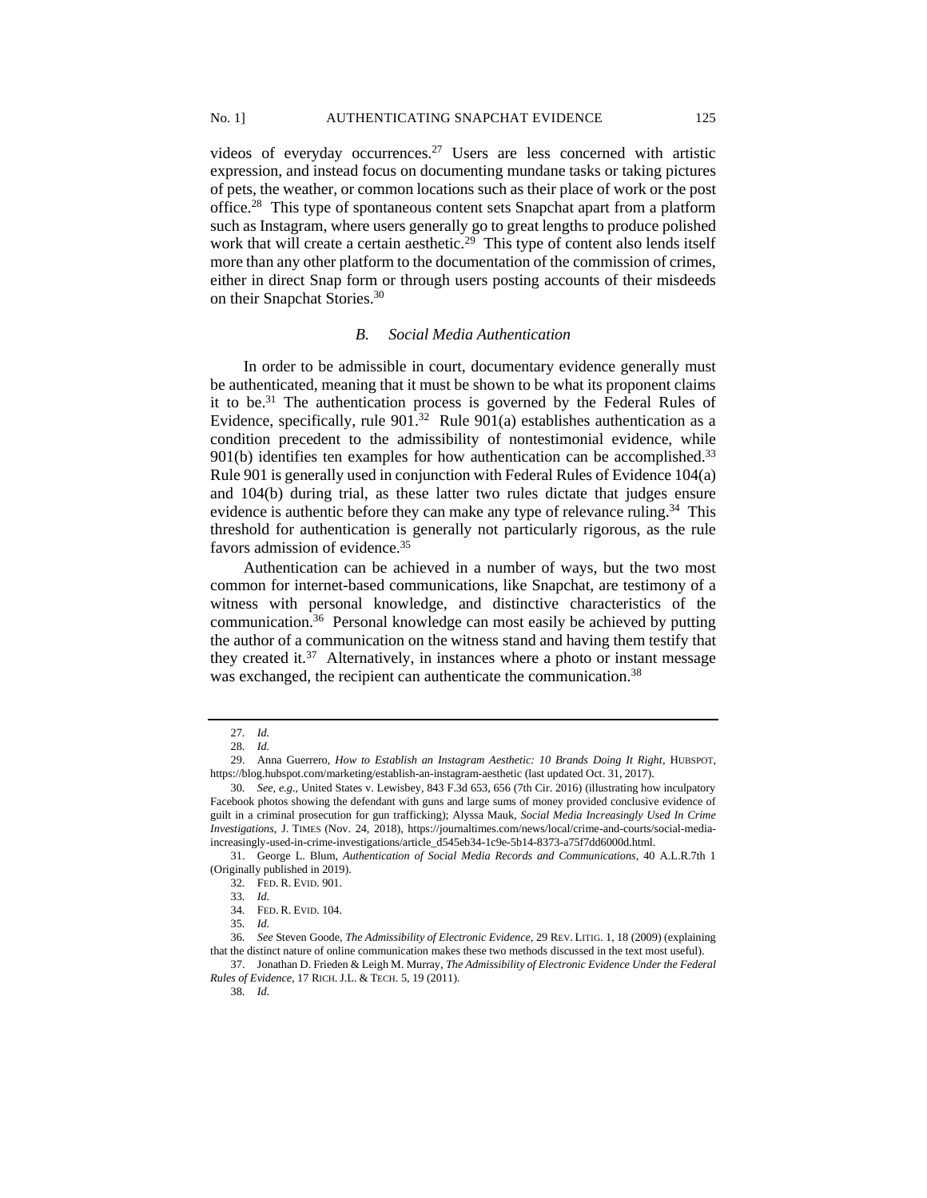videos of everyday occurrences.[27] Users are less concerned with artistic expression, and instead focus on documenting mundane tasks or taking pictures of pets, the weather, or common locations such as their place of work or the post office.[28] This type of spontaneous content sets Snapchat apart from a platform such as Instagram, where users generally go to great lengths to produce polished work that will create a certain aesthetic.[29] This type of content also lends itself more than any other platform to the documentation of the commission of crimes, either in direct Snap form or through users posting accounts of their misdeeds on their Snapchat Stories.[30]

### *B. Social Media Authentication*

In order to be admissible in court, documentary evidence generally must be authenticated, meaning that it must be shown to be what its proponent claims it to be.[31] The authentication process is governed by the Federal Rules of Evidence, specifically, rule 901.[32] Rule 901(a) establishes authentication as a condition precedent to the admissibility of nontestimonial evidence, while 901(b) identifies ten examples for how authentication can be accomplished.[33] Rule 901 is generally used in conjunction with Federal Rules of Evidence 104(a) and 104(b) during trial, as these latter two rules dictate that judges ensure evidence is authentic before they can make any type of relevance ruling.[34] This threshold for authentication is generally not particularly rigorous, as the rule favors admission of evidence.[35]

Authentication can be achieved in a number of ways, but the two most common for internet-based communications, like Snapchat, are testimony of a witness with personal knowledge, and distinctive characteristics of the communication.[36] Personal knowledge can most easily be achieved by putting the author of a communication on the witness stand and having them testify that they created it.[37] Alternatively, in instances where a photo or instant message was exchanged, the recipient can authenticate the communication.[38]

---

27. *Id.*

28. *Id.*

29. Anna Guerrero, *How to Establish an Instagram Aesthetic: 10 Brands Doing It Right*, HUBSPOT, https://blog.hubspot.com/marketing/establish-an-instagram-aesthetic (last updated Oct. 31, 2017).

30. *See, e.g.*, United States v. Lewisbey, 843 F.3d 653, 656 (7th Cir. 2016) (illustrating how inculpatory Facebook photos showing the defendant with guns and large sums of money provided conclusive evidence of guilt in a criminal prosecution for gun trafficking); Alyssa Mauk, *Social Media Increasingly Used In Crime Investigations*, J. TIMES (Nov. 24, 2018), https://journaltimes.com/news/local/crime-and-courts/social-media-increasingly-used-in-crime-investigations/article_d545eb34-1c9e-5b14-8373-a75f7dd6000d.html.

31. George L. Blum, *Authentication of Social Media Records and Communications*, 40 A.L.R.7th 1 (Originally published in 2019).

32. FED. R. EVID. 901.

33. *Id.*

34. FED. R. EVID. 104.

35. *Id.*

36. *See* Steven Goode, *The Admissibility of Electronic Evidence*, 29 REV. LITIG. 1, 18 (2009) (explaining that the distinct nature of online communication makes these two methods discussed in the text most useful).

37. Jonathan D. Frieden & Leigh M. Murray, *The Admissibility of Electronic Evidence Under the Federal Rules of Evidence*, 17 RICH. J.L. & TECH. 5, 19 (2011).

38. *Id.*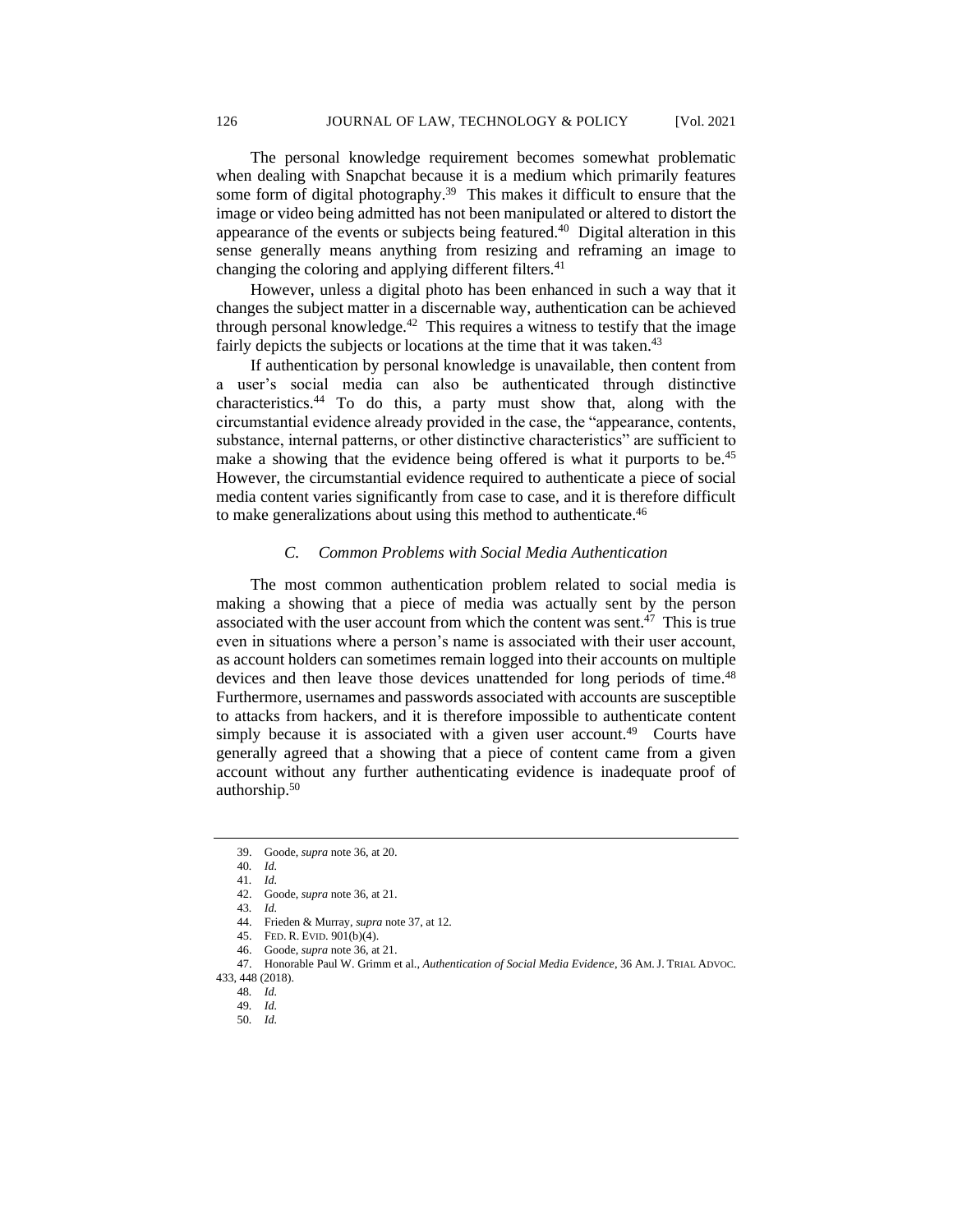The personal knowledge requirement becomes somewhat problematic when dealing with Snapchat because it is a medium which primarily features some form of digital photography.[39] This makes it difficult to ensure that the image or video being admitted has not been manipulated or altered to distort the appearance of the events or subjects being featured.[40] Digital alteration in this sense generally means anything from resizing and reframing an image to changing the coloring and applying different filters.[41]

However, unless a digital photo has been enhanced in such a way that it changes the subject matter in a discernable way, authentication can be achieved through personal knowledge.[42] This requires a witness to testify that the image fairly depicts the subjects or locations at the time that it was taken.[43]

If authentication by personal knowledge is unavailable, then content from a user's social media can also be authenticated through distinctive characteristics.[44] To do this, a party must show that, along with the circumstantial evidence already provided in the case, the "appearance, contents, substance, internal patterns, or other distinctive characteristics" are sufficient to make a showing that the evidence being offered is what it purports to be.[45] However, the circumstantial evidence required to authenticate a piece of social media content varies significantly from case to case, and it is therefore difficult to make generalizations about using this method to authenticate.[46]

### *C. Common Problems with Social Media Authentication*

The most common authentication problem related to social media is making a showing that a piece of media was actually sent by the person associated with the user account from which the content was sent.[47] This is true even in situations where a person's name is associated with their user account, as account holders can sometimes remain logged into their accounts on multiple devices and then leave those devices unattended for long periods of time.[48] Furthermore, usernames and passwords associated with accounts are susceptible to attacks from hackers, and it is therefore impossible to authenticate content simply because it is associated with a given user account.[49] Courts have generally agreed that a showing that a piece of content came from a given account without any further authenticating evidence is inadequate proof of authorship.[50]

---

39. Goode, *supra* note 36, at 20.
40. *Id.*
41. *Id.*
42. Goode, *supra* note 36, at 21.
43. *Id.*
44. Frieden & Murray, *supra* note 37, at 12.
45. FED. R. EVID. 901(b)(4).
46. Goode, *supra* note 36, at 21.
47. Honorable Paul W. Grimm et al., *Authentication of Social Media Evidence*, 36 AM. J. TRIAL ADVOC. 433, 448 (2018).
48. *Id.*
49. *Id.*
50. *Id.*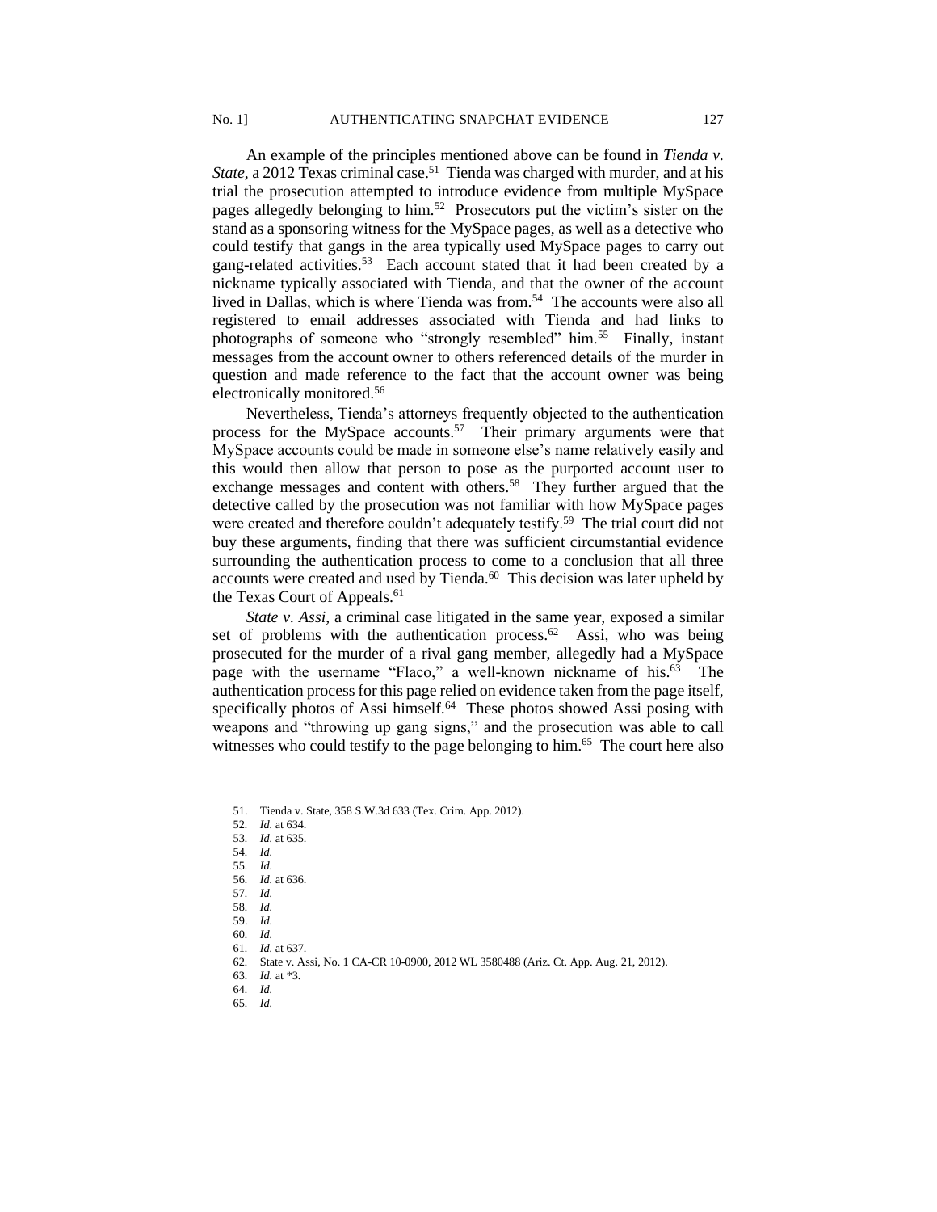An example of the principles mentioned above can be found in *Tienda v. State*, a 2012 Texas criminal case.[51] Tienda was charged with murder, and at his trial the prosecution attempted to introduce evidence from multiple MySpace pages allegedly belonging to him.[52] Prosecutors put the victim's sister on the stand as a sponsoring witness for the MySpace pages, as well as a detective who could testify that gangs in the area typically used MySpace pages to carry out gang-related activities.[53] Each account stated that it had been created by a nickname typically associated with Tienda, and that the owner of the account lived in Dallas, which is where Tienda was from.[54] The accounts were also all registered to email addresses associated with Tienda and had links to photographs of someone who "strongly resembled" him.[55] Finally, instant messages from the account owner to others referenced details of the murder in question and made reference to the fact that the account owner was being electronically monitored.[56]

Nevertheless, Tienda's attorneys frequently objected to the authentication process for the MySpace accounts.[57] Their primary arguments were that MySpace accounts could be made in someone else's name relatively easily and this would then allow that person to pose as the purported account user to exchange messages and content with others.[58] They further argued that the detective called by the prosecution was not familiar with how MySpace pages were created and therefore couldn't adequately testify.[59] The trial court did not buy these arguments, finding that there was sufficient circumstantial evidence surrounding the authentication process to come to a conclusion that all three accounts were created and used by Tienda.[60] This decision was later upheld by the Texas Court of Appeals.[61]

*State v. Assi*, a criminal case litigated in the same year, exposed a similar set of problems with the authentication process.[62] Assi, who was being prosecuted for the murder of a rival gang member, allegedly had a MySpace page with the username "Flaco," a well-known nickname of his.[63] The authentication process for this page relied on evidence taken from the page itself, specifically photos of Assi himself.[64] These photos showed Assi posing with weapons and "throwing up gang signs," and the prosecution was able to call witnesses who could testify to the page belonging to him.[65] The court here also

---

51. Tienda v. State, 358 S.W.3d 633 (Tex. Crim. App. 2012).
52. *Id.* at 634.
53. *Id.* at 635.
54. *Id.*
55. *Id.*
56. *Id.* at 636.
57. *Id.*
58. *Id.*
59. *Id.*
60. *Id.*
61. *Id.* at 637.
62. State v. Assi, No. 1 CA-CR 10-0900, 2012 WL 3580488 (Ariz. Ct. App. Aug. 21, 2012).
63. *Id.* at *3.
64. *Id.*
65. *Id.*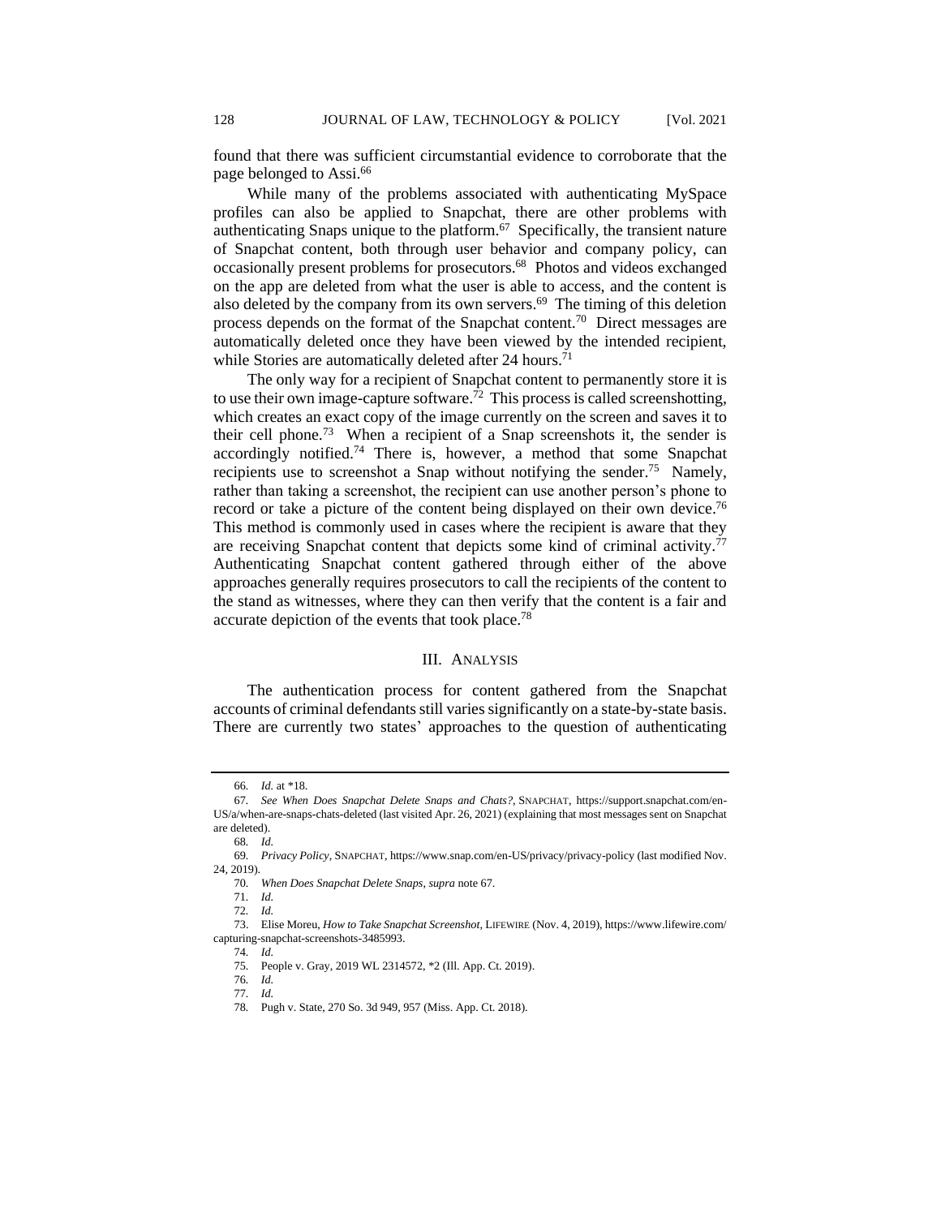found that there was sufficient circumstantial evidence to corroborate that the page belonged to Assi.[66]

While many of the problems associated with authenticating MySpace profiles can also be applied to Snapchat, there are other problems with authenticating Snaps unique to the platform.[67] Specifically, the transient nature of Snapchat content, both through user behavior and company policy, can occasionally present problems for prosecutors.[68] Photos and videos exchanged on the app are deleted from what the user is able to access, and the content is also deleted by the company from its own servers.[69] The timing of this deletion process depends on the format of the Snapchat content.[70] Direct messages are automatically deleted once they have been viewed by the intended recipient, while Stories are automatically deleted after 24 hours.[71]

The only way for a recipient of Snapchat content to permanently store it is to use their own image-capture software.[72] This process is called screenshotting, which creates an exact copy of the image currently on the screen and saves it to their cell phone.[73] When a recipient of a Snap screenshots it, the sender is accordingly notified.[74] There is, however, a method that some Snapchat recipients use to screenshot a Snap without notifying the sender.[75] Namely, rather than taking a screenshot, the recipient can use another person's phone to record or take a picture of the content being displayed on their own device.[76] This method is commonly used in cases where the recipient is aware that they are receiving Snapchat content that depicts some kind of criminal activity.[77] Authenticating Snapchat content gathered through either of the above approaches generally requires prosecutors to call the recipients of the content to the stand as witnesses, where they can then verify that the content is a fair and accurate depiction of the events that took place.[78]

## III. ANALYSIS

The authentication process for content gathered from the Snapchat accounts of criminal defendants still varies significantly on a state-by-state basis. There are currently two states' approaches to the question of authenticating

---

66. *Id.* at *18.

67. *See When Does Snapchat Delete Snaps and Chats?*, SNAPCHAT, https://support.snapchat.com/en-US/a/when-are-snaps-chats-deleted (last visited Apr. 26, 2021) (explaining that most messages sent on Snapchat are deleted).

68. *Id.*

69. *Privacy Policy*, SNAPCHAT, https://www.snap.com/en-US/privacy/privacy-policy (last modified Nov. 24, 2019).

70. *When Does Snapchat Delete Snaps*, *supra* note 67.

71. *Id.*

72. *Id.*

73. Elise Moreu, *How to Take Snapchat Screenshot*, LIFEWIRE (Nov. 4, 2019), https://www.lifewire.com/capturing-snapchat-screenshots-3485993.

74. *Id.*

75. People v. Gray, 2019 WL 2314572, *2 (Ill. App. Ct. 2019).

76. *Id.*

77. *Id.*

78. Pugh v. State, 270 So. 3d 949, 957 (Miss. App. Ct. 2018).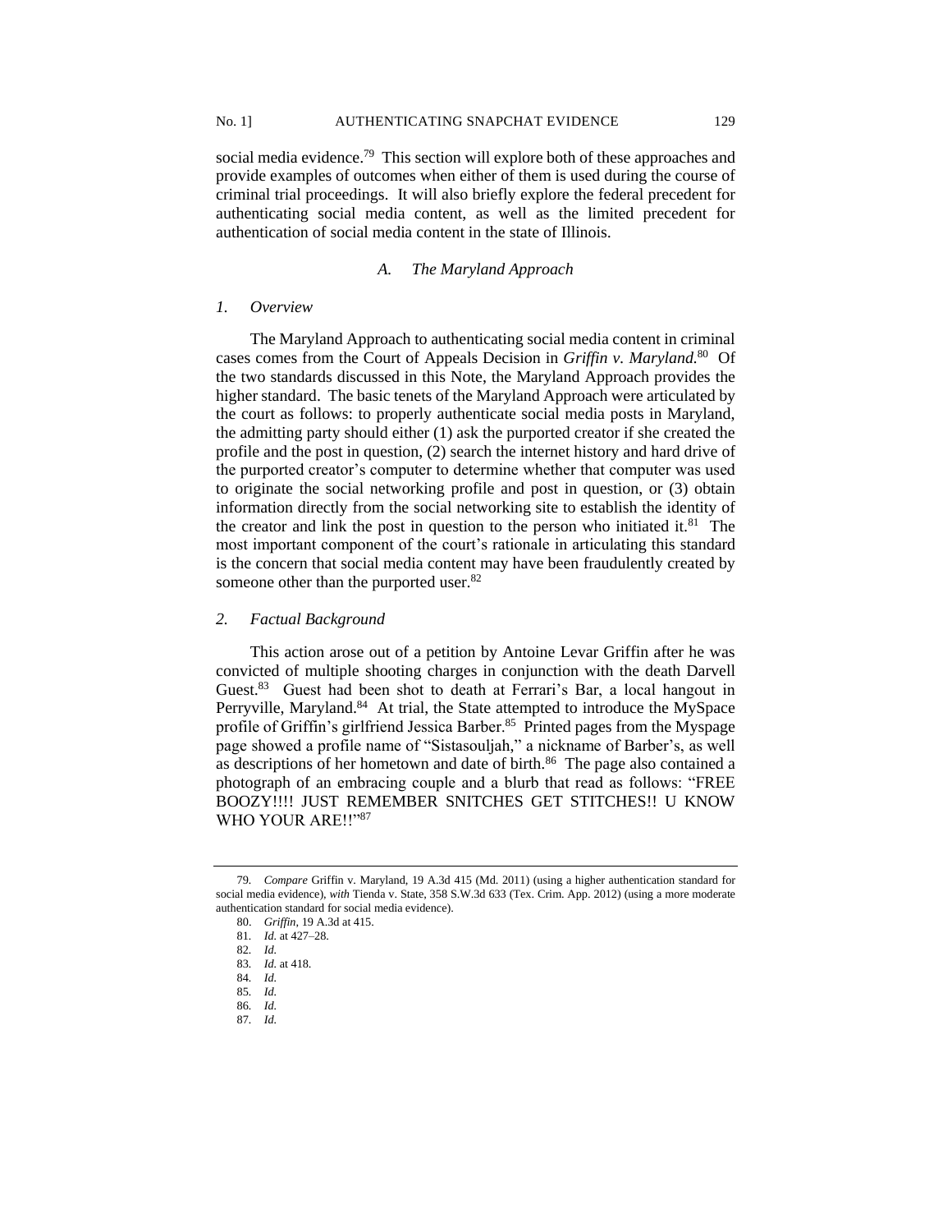social media evidence.[79] This section will explore both of these approaches and provide examples of outcomes when either of them is used during the course of criminal trial proceedings. It will also briefly explore the federal precedent for authenticating social media content, as well as the limited precedent for authentication of social media content in the state of Illinois.

### *A. The Maryland Approach*

#### *1. Overview*

The Maryland Approach to authenticating social media content in criminal cases comes from the Court of Appeals Decision in *Griffin v. Maryland*.[80] Of the two standards discussed in this Note, the Maryland Approach provides the higher standard. The basic tenets of the Maryland Approach were articulated by the court as follows: to properly authenticate social media posts in Maryland, the admitting party should either (1) ask the purported creator if she created the profile and the post in question, (2) search the internet history and hard drive of the purported creator's computer to determine whether that computer was used to originate the social networking profile and post in question, or (3) obtain information directly from the social networking site to establish the identity of the creator and link the post in question to the person who initiated it.[81] The most important component of the court's rationale in articulating this standard is the concern that social media content may have been fraudulently created by someone other than the purported user.[82]

#### *2. Factual Background*

This action arose out of a petition by Antoine Levar Griffin after he was convicted of multiple shooting charges in conjunction with the death Darvell Guest.[83] Guest had been shot to death at Ferrari's Bar, a local hangout in Perryville, Maryland.[84] At trial, the State attempted to introduce the MySpace profile of Griffin's girlfriend Jessica Barber.[85] Printed pages from the Myspage page showed a profile name of "Sistasouljah," a nickname of Barber's, as well as descriptions of her hometown and date of birth.[86] The page also contained a photograph of an embracing couple and a blurb that read as follows: "FREE BOOZY!!!! JUST REMEMBER SNITCHES GET STITCHES!! U KNOW WHO YOUR ARE!!"[87]

---

79. *Compare* Griffin v. Maryland, 19 A.3d 415 (Md. 2011) (using a higher authentication standard for social media evidence), *with* Tienda v. State, 358 S.W.3d 633 (Tex. Crim. App. 2012) (using a more moderate authentication standard for social media evidence).

80. *Griffin*, 19 A.3d at 415.

81. *Id.* at 427–28.

82. *Id.*

83. *Id.* at 418.

84. *Id.*

85. *Id.*

86. *Id.*

87. *Id.*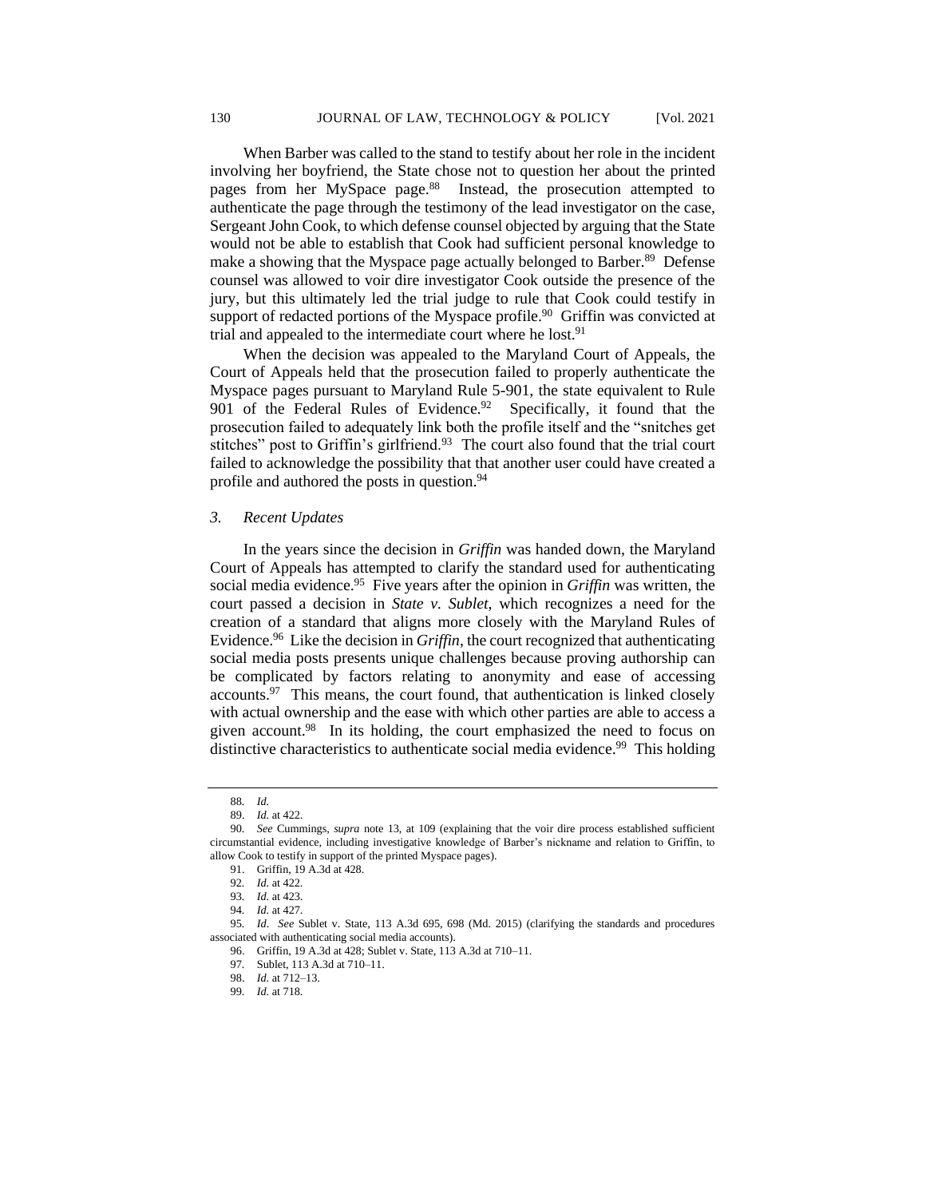When Barber was called to the stand to testify about her role in the incident involving her boyfriend, the State chose not to question her about the printed pages from her MySpace page.[88] Instead, the prosecution attempted to authenticate the page through the testimony of the lead investigator on the case, Sergeant John Cook, to which defense counsel objected by arguing that the State would not be able to establish that Cook had sufficient personal knowledge to make a showing that the Myspace page actually belonged to Barber.[89] Defense counsel was allowed to voir dire investigator Cook outside the presence of the jury, but this ultimately led the trial judge to rule that Cook could testify in support of redacted portions of the Myspace profile.[90] Griffin was convicted at trial and appealed to the intermediate court where he lost.[91]

When the decision was appealed to the Maryland Court of Appeals, the Court of Appeals held that the prosecution failed to properly authenticate the Myspace pages pursuant to Maryland Rule 5-901, the state equivalent to Rule 901 of the Federal Rules of Evidence.[92] Specifically, it found that the prosecution failed to adequately link both the profile itself and the "snitches get stitches" post to Griffin's girlfriend.[93] The court also found that the trial court failed to acknowledge the possibility that that another user could have created a profile and authored the posts in question.[94]

### 3. *Recent Updates*

In the years since the decision in *Griffin* was handed down, the Maryland Court of Appeals has attempted to clarify the standard used for authenticating social media evidence.[95] Five years after the opinion in *Griffin* was written, the court passed a decision in *State v. Sublet*, which recognizes a need for the creation of a standard that aligns more closely with the Maryland Rules of Evidence.[96] Like the decision in *Griffin*, the court recognized that authenticating social media posts presents unique challenges because proving authorship can be complicated by factors relating to anonymity and ease of accessing accounts.[97] This means, the court found, that authentication is linked closely with actual ownership and the ease with which other parties are able to access a given account.[98] In its holding, the court emphasized the need to focus on distinctive characteristics to authenticate social media evidence.[99] This holding

---

88. *Id.*

89. *Id.* at 422.

90. *See* Cummings, *supra* note 13, at 109 (explaining that the voir dire process established sufficient circumstantial evidence, including investigative knowledge of Barber's nickname and relation to Griffin, to allow Cook to testify in support of the printed Myspace pages).

91. Griffin, 19 A.3d at 428.

92. *Id.* at 422.

93. *Id.* at 423.

94. *Id.* at 427.

95. *Id*. *See* Sublet v. State, 113 A.3d 695, 698 (Md. 2015) (clarifying the standards and procedures associated with authenticating social media accounts).

96. Griffin, 19 A.3d at 428; Sublet v. State, 113 A.3d at 710–11.

97. Sublet, 113 A.3d at 710–11.

98. *Id.* at 712–13.

99. *Id.* at 718.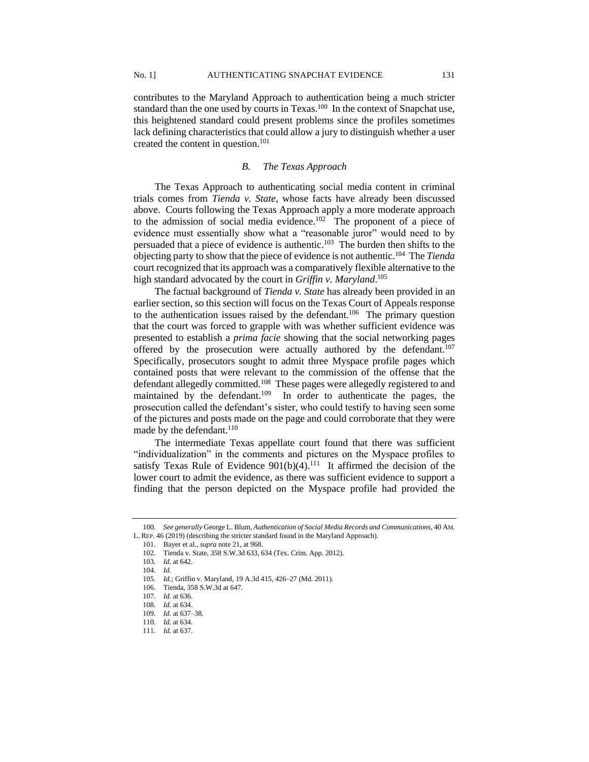contributes to the Maryland Approach to authentication being a much stricter standard than the one used by courts in Texas.[100] In the context of Snapchat use, this heightened standard could present problems since the profiles sometimes lack defining characteristics that could allow a jury to distinguish whether a user created the content in question.[101]

### *B. The Texas Approach*

The Texas Approach to authenticating social media content in criminal trials comes from *Tienda v. State*, whose facts have already been discussed above. Courts following the Texas Approach apply a more moderate approach to the admission of social media evidence.[102] The proponent of a piece of evidence must essentially show what a "reasonable juror" would need to by persuaded that a piece of evidence is authentic.[103] The burden then shifts to the objecting party to show that the piece of evidence is not authentic.[104] The *Tienda* court recognized that its approach was a comparatively flexible alternative to the high standard advocated by the court in *Griffin v. Maryland*.[105]

The factual background of *Tienda v. State* has already been provided in an earlier section, so this section will focus on the Texas Court of Appeals response to the authentication issues raised by the defendant.[106] The primary question that the court was forced to grapple with was whether sufficient evidence was presented to establish a *prima facie* showing that the social networking pages offered by the prosecution were actually authored by the defendant.[107] Specifically, prosecutors sought to admit three Myspace profile pages which contained posts that were relevant to the commission of the offense that the defendant allegedly committed.[108] These pages were allegedly registered to and maintained by the defendant.[109] In order to authenticate the pages, the prosecution called the defendant's sister, who could testify to having seen some of the pictures and posts made on the page and could corroborate that they were made by the defendant.[110]

The intermediate Texas appellate court found that there was sufficient "individualization" in the comments and pictures on the Myspace profiles to satisfy Texas Rule of Evidence 901(b)(4).[111] It affirmed the decision of the lower court to admit the evidence, as there was sufficient evidence to support a finding that the person depicted on the Myspace profile had provided the

---

100. *See generally* George L. Blum, *Authentication of Social Media Records and Communications*, 40 AM. L. REP. 46 (2019) (describing the stricter standard found in the Maryland Approach).

101. Bayer et al., *supra* note 21, at 968.

102. Tienda v. State, 358 S.W.3d 633, 634 (Tex. Crim. App. 2012).

103. *Id.* at 642.

104. *Id.*

105. *Id.*; Griffin v. Maryland, 19 A.3d 415, 426–27 (Md. 2011).

106. Tienda, 358 S.W.3d at 647.

107. *Id.* at 636.

108. *Id.* at 634.

109. *Id.* at 637–38.

110. *Id.* at 634.

111. *Id.* at 637.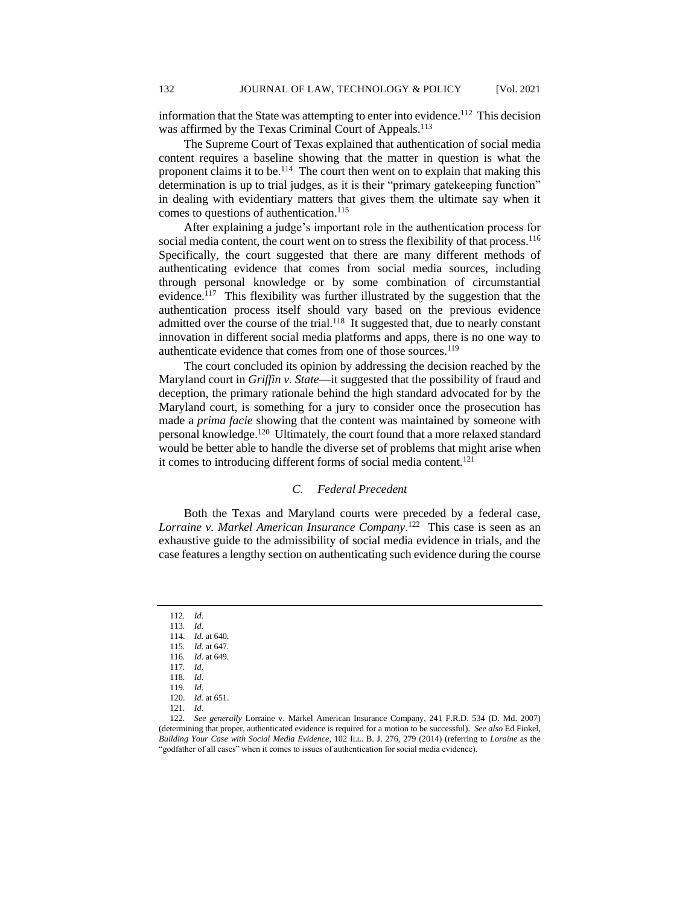information that the State was attempting to enter into evidence.[112] This decision was affirmed by the Texas Criminal Court of Appeals.[113]

The Supreme Court of Texas explained that authentication of social media content requires a baseline showing that the matter in question is what the proponent claims it to be.[114] The court then went on to explain that making this determination is up to trial judges, as it is their "primary gatekeeping function" in dealing with evidentiary matters that gives them the ultimate say when it comes to questions of authentication.[115]

After explaining a judge's important role in the authentication process for social media content, the court went on to stress the flexibility of that process.[116] Specifically, the court suggested that there are many different methods of authenticating evidence that comes from social media sources, including through personal knowledge or by some combination of circumstantial evidence.[117] This flexibility was further illustrated by the suggestion that the authentication process itself should vary based on the previous evidence admitted over the course of the trial.[118] It suggested that, due to nearly constant innovation in different social media platforms and apps, there is no one way to authenticate evidence that comes from one of those sources.[119]

The court concluded its opinion by addressing the decision reached by the Maryland court in *Griffin v. State*—it suggested that the possibility of fraud and deception, the primary rationale behind the high standard advocated for by the Maryland court, is something for a jury to consider once the prosecution has made a *prima facie* showing that the content was maintained by someone with personal knowledge.[120] Ultimately, the court found that a more relaxed standard would be better able to handle the diverse set of problems that might arise when it comes to introducing different forms of social media content.[121]

### *C. Federal Precedent*

Both the Texas and Maryland courts were preceded by a federal case, *Lorraine v. Markel American Insurance Company*.[122] This case is seen as an exhaustive guide to the admissibility of social media evidence in trials, and the case features a lengthy section on authenticating such evidence during the course

---

112. *Id.*
113. *Id.*
114. *Id.* at 640.
115. *Id.* at 647.
116. *Id.* at 649.
117. *Id.*
118. *Id.*
119. *Id.*
120. *Id.* at 651.
121. *Id.*
122. *See generally* Lorraine v. Markel American Insurance Company, 241 F.R.D. 534 (D. Md. 2007) (determining that proper, authenticated evidence is required for a motion to be successful). *See also* Ed Finkel, *Building Your Case with Social Media Evidence*, 102 ILL. B. J. 276, 279 (2014) (referring to *Loraine* as the "godfather of all cases" when it comes to issues of authentication for social media evidence).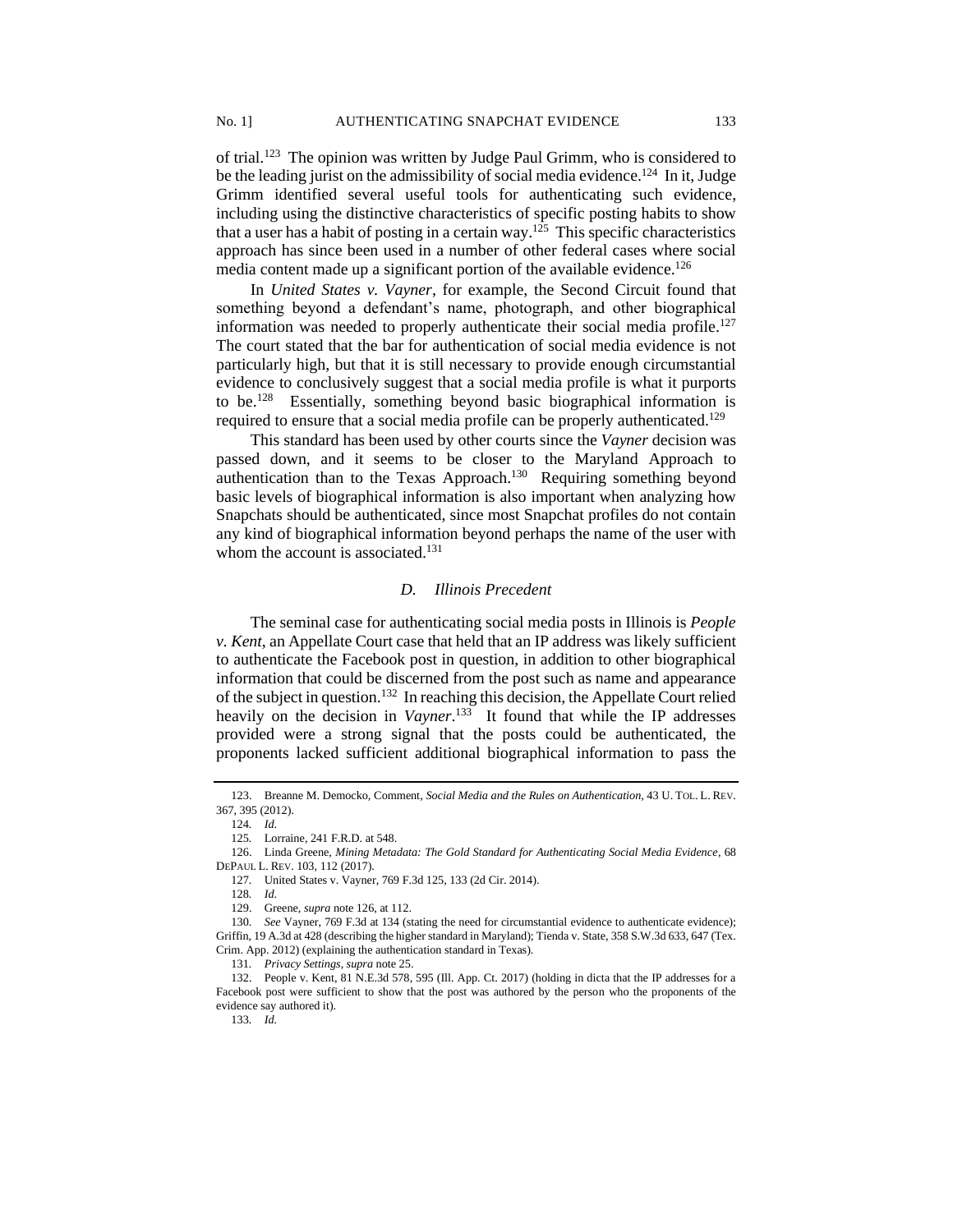of trial.[123] The opinion was written by Judge Paul Grimm, who is considered to be the leading jurist on the admissibility of social media evidence.[124] In it, Judge Grimm identified several useful tools for authenticating such evidence, including using the distinctive characteristics of specific posting habits to show that a user has a habit of posting in a certain way.[125] This specific characteristics approach has since been used in a number of other federal cases where social media content made up a significant portion of the available evidence.[126]

In *United States v. Vayner*, for example, the Second Circuit found that something beyond a defendant's name, photograph, and other biographical information was needed to properly authenticate their social media profile.[127] The court stated that the bar for authentication of social media evidence is not particularly high, but that it is still necessary to provide enough circumstantial evidence to conclusively suggest that a social media profile is what it purports to be.[128] Essentially, something beyond basic biographical information is required to ensure that a social media profile can be properly authenticated.[129]

This standard has been used by other courts since the *Vayner* decision was passed down, and it seems to be closer to the Maryland Approach to authentication than to the Texas Approach.[130] Requiring something beyond basic levels of biographical information is also important when analyzing how Snapchats should be authenticated, since most Snapchat profiles do not contain any kind of biographical information beyond perhaps the name of the user with whom the account is associated.[131]

### *D. Illinois Precedent*

The seminal case for authenticating social media posts in Illinois is *People v. Kent*, an Appellate Court case that held that an IP address was likely sufficient to authenticate the Facebook post in question, in addition to other biographical information that could be discerned from the post such as name and appearance of the subject in question.[132] In reaching this decision, the Appellate Court relied heavily on the decision in *Vayner*.[133] It found that while the IP addresses provided were a strong signal that the posts could be authenticated, the proponents lacked sufficient additional biographical information to pass the

---

123. Breanne M. Democko, Comment, *Social Media and the Rules on Authentication*, 43 U. TOL. L. REV. 367, 395 (2012).

124. *Id.*

125. Lorraine, 241 F.R.D. at 548.

126. Linda Greene, *Mining Metadata: The Gold Standard for Authenticating Social Media Evidence*, 68 DEPAUL L. REV. 103, 112 (2017).

127. United States v. Vayner, 769 F.3d 125, 133 (2d Cir. 2014).

128. *Id.*

129. Greene, *supra* note 126, at 112.

130. *See* Vayner, 769 F.3d at 134 (stating the need for circumstantial evidence to authenticate evidence); Griffin, 19 A.3d at 428 (describing the higher standard in Maryland); Tienda v. State, 358 S.W.3d 633, 647 (Tex. Crim. App. 2012) (explaining the authentication standard in Texas).

131. *Privacy Settings*, *supra* note 25.

132. People v. Kent, 81 N.E.3d 578, 595 (Ill. App. Ct. 2017) (holding in dicta that the IP addresses for a Facebook post were sufficient to show that the post was authored by the person who the proponents of the evidence say authored it).

133. *Id.*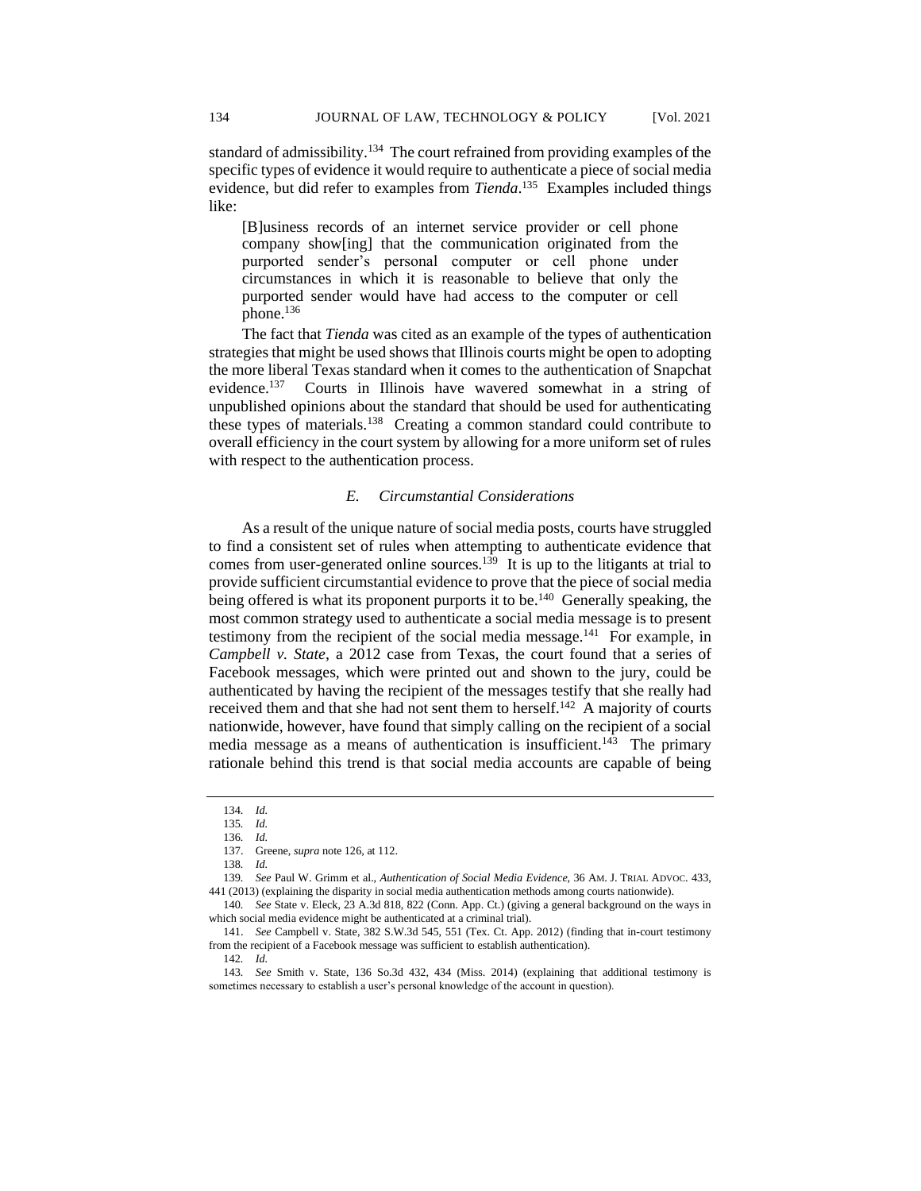standard of admissibility.[134] The court refrained from providing examples of the specific types of evidence it would require to authenticate a piece of social media evidence, but did refer to examples from *Tienda*.[135] Examples included things like:

> [B]usiness records of an internet service provider or cell phone company show[ing] that the communication originated from the purported sender's personal computer or cell phone under circumstances in which it is reasonable to believe that only the purported sender would have had access to the computer or cell phone.[136]

The fact that *Tienda* was cited as an example of the types of authentication strategies that might be used shows that Illinois courts might be open to adopting the more liberal Texas standard when it comes to the authentication of Snapchat evidence.[137] Courts in Illinois have wavered somewhat in a string of unpublished opinions about the standard that should be used for authenticating these types of materials.[138] Creating a common standard could contribute to overall efficiency in the court system by allowing for a more uniform set of rules with respect to the authentication process.

### *E. Circumstantial Considerations*

As a result of the unique nature of social media posts, courts have struggled to find a consistent set of rules when attempting to authenticate evidence that comes from user-generated online sources.[139] It is up to the litigants at trial to provide sufficient circumstantial evidence to prove that the piece of social media being offered is what its proponent purports it to be.[140] Generally speaking, the most common strategy used to authenticate a social media message is to present testimony from the recipient of the social media message.[141] For example, in *Campbell v. State*, a 2012 case from Texas, the court found that a series of Facebook messages, which were printed out and shown to the jury, could be authenticated by having the recipient of the messages testify that she really had received them and that she had not sent them to herself.[142] A majority of courts nationwide, however, have found that simply calling on the recipient of a social media message as a means of authentication is insufficient.[143] The primary rationale behind this trend is that social media accounts are capable of being

---

134. *Id.*

135. *Id.*

136. *Id.*

137. Greene, *supra* note 126, at 112.

138. *Id.*

139. *See* Paul W. Grimm et al., *Authentication of Social Media Evidence*, 36 AM. J. TRIAL ADVOC. 433, 441 (2013) (explaining the disparity in social media authentication methods among courts nationwide).

140. *See* State v. Eleck, 23 A.3d 818, 822 (Conn. App. Ct.) (giving a general background on the ways in which social media evidence might be authenticated at a criminal trial).

141. *See* Campbell v. State, 382 S.W.3d 545, 551 (Tex. Ct. App. 2012) (finding that in-court testimony from the recipient of a Facebook message was sufficient to establish authentication).

142. *Id.*

143. *See* Smith v. State, 136 So.3d 432, 434 (Miss. 2014) (explaining that additional testimony is sometimes necessary to establish a user's personal knowledge of the account in question).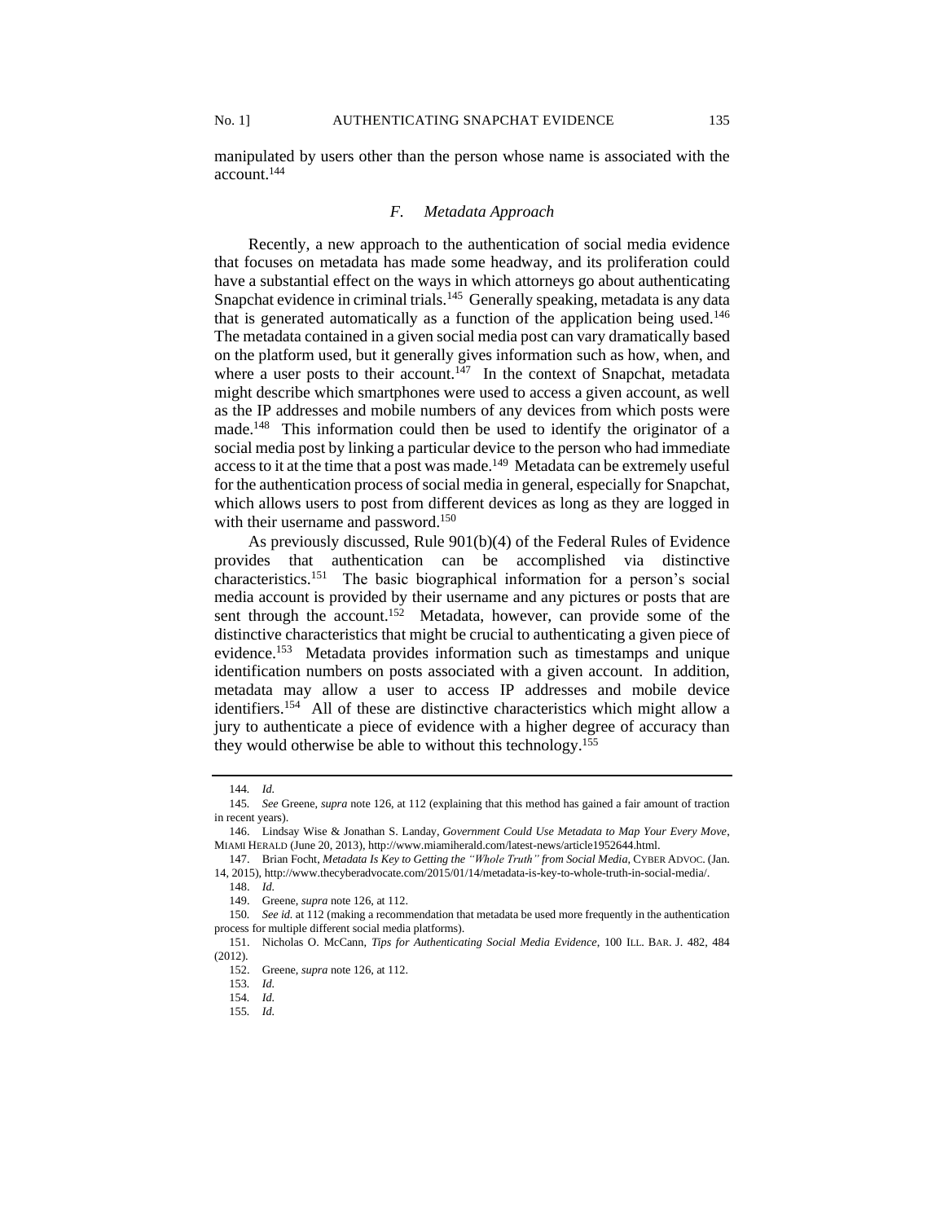manipulated by users other than the person whose name is associated with the account.[144]

### *F. Metadata Approach*

Recently, a new approach to the authentication of social media evidence that focuses on metadata has made some headway, and its proliferation could have a substantial effect on the ways in which attorneys go about authenticating Snapchat evidence in criminal trials.[145] Generally speaking, metadata is any data that is generated automatically as a function of the application being used.[146] The metadata contained in a given social media post can vary dramatically based on the platform used, but it generally gives information such as how, when, and where a user posts to their account.[147] In the context of Snapchat, metadata might describe which smartphones were used to access a given account, as well as the IP addresses and mobile numbers of any devices from which posts were made.[148] This information could then be used to identify the originator of a social media post by linking a particular device to the person who had immediate access to it at the time that a post was made.[149] Metadata can be extremely useful for the authentication process of social media in general, especially for Snapchat, which allows users to post from different devices as long as they are logged in with their username and password.[150]

As previously discussed, Rule 901(b)(4) of the Federal Rules of Evidence provides that authentication can be accomplished via distinctive characteristics.[151] The basic biographical information for a person's social media account is provided by their username and any pictures or posts that are sent through the account.[152] Metadata, however, can provide some of the distinctive characteristics that might be crucial to authenticating a given piece of evidence.[153] Metadata provides information such as timestamps and unique identification numbers on posts associated with a given account. In addition, metadata may allow a user to access IP addresses and mobile device identifiers.[154] All of these are distinctive characteristics which might allow a jury to authenticate a piece of evidence with a higher degree of accuracy than they would otherwise be able to without this technology.[155]

---

144. *Id.*

145. *See* Greene, *supra* note 126, at 112 (explaining that this method has gained a fair amount of traction in recent years).

146. Lindsay Wise & Jonathan S. Landay, *Government Could Use Metadata to Map Your Every Move*, MIAMI HERALD (June 20, 2013), http://www.miamiherald.com/latest-news/article1952644.html.

147. Brian Focht, *Metadata Is Key to Getting the "Whole Truth" from Social Media*, CYBER ADVOC. (Jan. 14, 2015), http://www.thecyberadvocate.com/2015/01/14/metadata-is-key-to-whole-truth-in-social-media/.

148. *Id.*

149. Greene, *supra* note 126, at 112.

150. *See id.* at 112 (making a recommendation that metadata be used more frequently in the authentication process for multiple different social media platforms).

151. Nicholas O. McCann, *Tips for Authenticating Social Media Evidence*, 100 ILL. BAR. J. 482, 484 (2012).

152. Greene, *supra* note 126, at 112.

153. *Id.*

154. *Id.*

155. *Id.*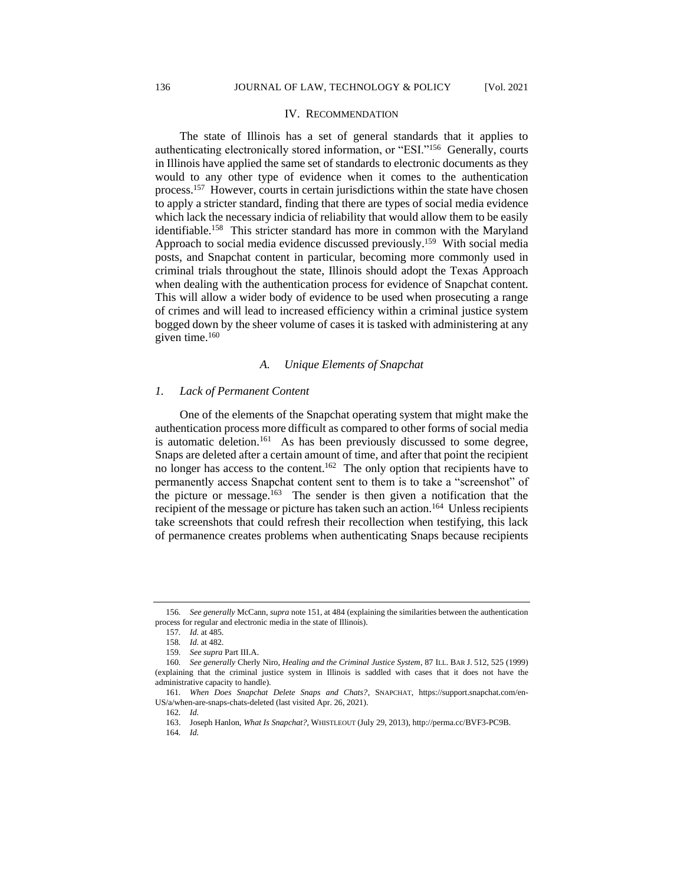## IV. Recommendation

The state of Illinois has a set of general standards that it applies to authenticating electronically stored information, or "ESI."[156] Generally, courts in Illinois have applied the same set of standards to electronic documents as they would to any other type of evidence when it comes to the authentication process.[157] However, courts in certain jurisdictions within the state have chosen to apply a stricter standard, finding that there are types of social media evidence which lack the necessary indicia of reliability that would allow them to be easily identifiable.[158] This stricter standard has more in common with the Maryland Approach to social media evidence discussed previously.[159] With social media posts, and Snapchat content in particular, becoming more commonly used in criminal trials throughout the state, Illinois should adopt the Texas Approach when dealing with the authentication process for evidence of Snapchat content. This will allow a wider body of evidence to be used when prosecuting a range of crimes and will lead to increased efficiency within a criminal justice system bogged down by the sheer volume of cases it is tasked with administering at any given time.[160]

### *A. Unique Elements of Snapchat*

#### *1. Lack of Permanent Content*

One of the elements of the Snapchat operating system that might make the authentication process more difficult as compared to other forms of social media is automatic deletion.[161] As has been previously discussed to some degree, Snaps are deleted after a certain amount of time, and after that point the recipient no longer has access to the content.[162] The only option that recipients have to permanently access Snapchat content sent to them is to take a "screenshot" of the picture or message.[163] The sender is then given a notification that the recipient of the message or picture has taken such an action.[164] Unless recipients take screenshots that could refresh their recollection when testifying, this lack of permanence creates problems when authenticating Snaps because recipients

---

156. *See generally* McCann, *supra* note 151, at 484 (explaining the similarities between the authentication process for regular and electronic media in the state of Illinois).

157. *Id.* at 485.

158. *Id.* at 482.

159. *See supra* Part III.A.

160. *See generally* Cherly Niro, *Healing and the Criminal Justice System*, 87 ILL. BAR J. 512, 525 (1999) (explaining that the criminal justice system in Illinois is saddled with cases that it does not have the administrative capacity to handle).

161. *When Does Snapchat Delete Snaps and Chats?*, SNAPCHAT, https://support.snapchat.com/en-US/a/when-are-snaps-chats-deleted (last visited Apr. 26, 2021).

162. *Id.*

163. Joseph Hanlon, *What Is Snapchat?*, WHISTLEOUT (July 29, 2013), http://perma.cc/BVF3-PC9B.

164. *Id.*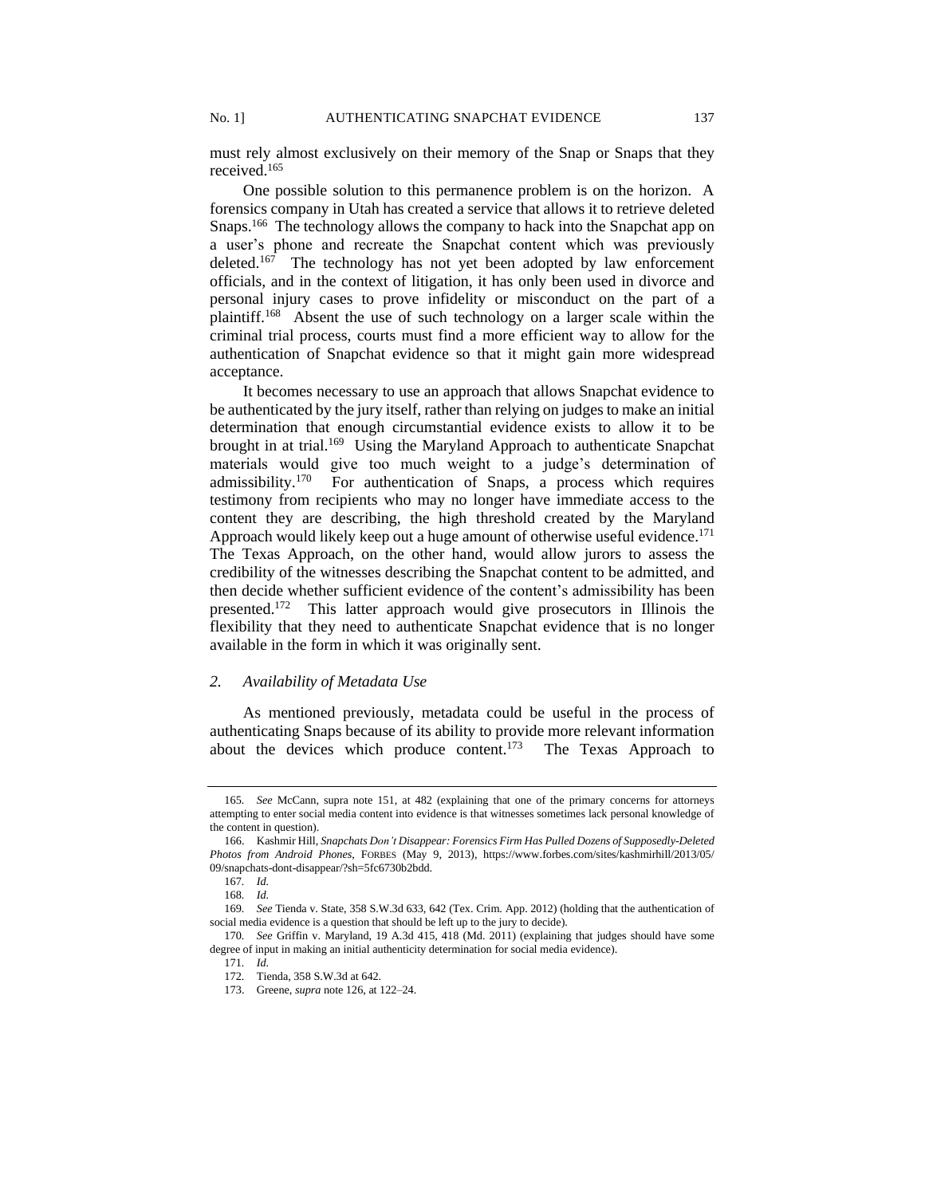must rely almost exclusively on their memory of the Snap or Snaps that they received.[165]

One possible solution to this permanence problem is on the horizon. A forensics company in Utah has created a service that allows it to retrieve deleted Snaps.[166] The technology allows the company to hack into the Snapchat app on a user's phone and recreate the Snapchat content which was previously deleted.[167] The technology has not yet been adopted by law enforcement officials, and in the context of litigation, it has only been used in divorce and personal injury cases to prove infidelity or misconduct on the part of a plaintiff.[168] Absent the use of such technology on a larger scale within the criminal trial process, courts must find a more efficient way to allow for the authentication of Snapchat evidence so that it might gain more widespread acceptance.

It becomes necessary to use an approach that allows Snapchat evidence to be authenticated by the jury itself, rather than relying on judges to make an initial determination that enough circumstantial evidence exists to allow it to be brought in at trial.[169] Using the Maryland Approach to authenticate Snapchat materials would give too much weight to a judge's determination of admissibility.[170] For authentication of Snaps, a process which requires testimony from recipients who may no longer have immediate access to the content they are describing, the high threshold created by the Maryland Approach would likely keep out a huge amount of otherwise useful evidence.[171] The Texas Approach, on the other hand, would allow jurors to assess the credibility of the witnesses describing the Snapchat content to be admitted, and then decide whether sufficient evidence of the content's admissibility has been presented.[172] This latter approach would give prosecutors in Illinois the flexibility that they need to authenticate Snapchat evidence that is no longer available in the form in which it was originally sent.

### *2. Availability of Metadata Use*

As mentioned previously, metadata could be useful in the process of authenticating Snaps because of its ability to provide more relevant information about the devices which produce content.[173] The Texas Approach to

---

165. *See* McCann, supra note 151, at 482 (explaining that one of the primary concerns for attorneys attempting to enter social media content into evidence is that witnesses sometimes lack personal knowledge of the content in question).

166. Kashmir Hill, *Snapchats Don't Disappear: Forensics Firm Has Pulled Dozens of Supposedly-Deleted Photos from Android Phones*, FORBES (May 9, 2013), https://www.forbes.com/sites/kashmirhill/2013/05/09/snapchats-dont-disappear/?sh=5fc6730b2bdd.

167. *Id.*

168. *Id.*

169. *See* Tienda v. State, 358 S.W.3d 633, 642 (Tex. Crim. App. 2012) (holding that the authentication of social media evidence is a question that should be left up to the jury to decide).

170. *See* Griffin v. Maryland, 19 A.3d 415, 418 (Md. 2011) (explaining that judges should have some degree of input in making an initial authenticity determination for social media evidence).

171. *Id.*

172. Tienda, 358 S.W.3d at 642.

173. Greene, *supra* note 126, at 122–24.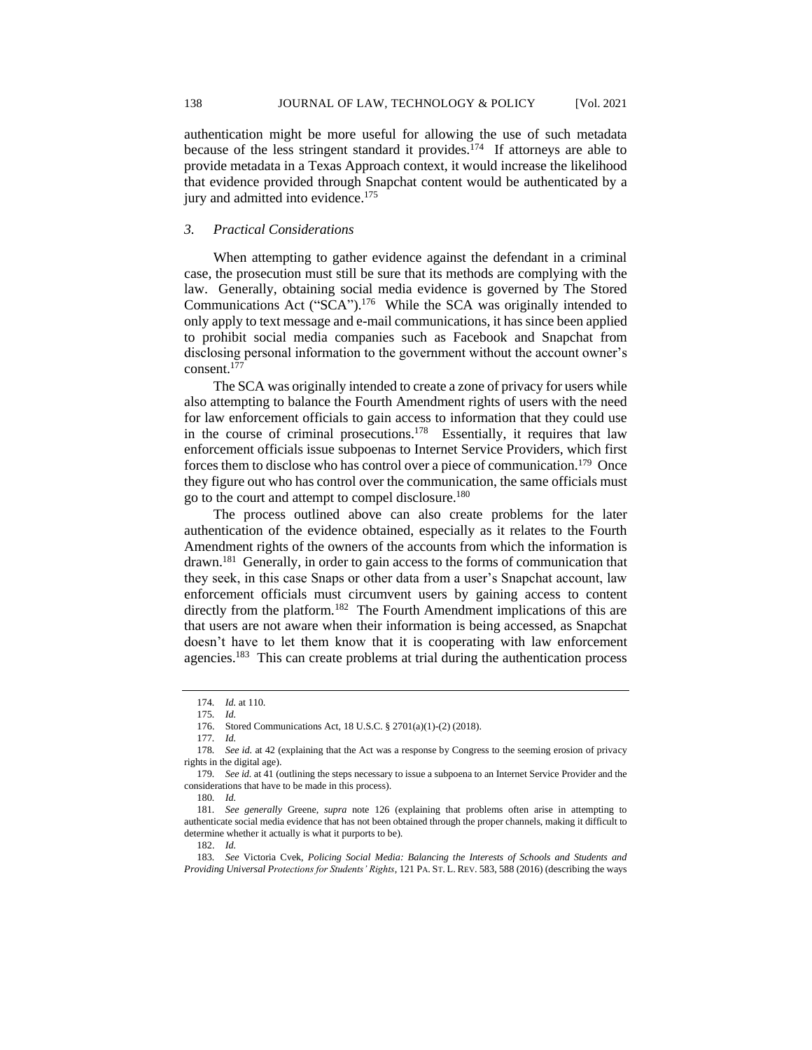authentication might be more useful for allowing the use of such metadata because of the less stringent standard it provides.[174] If attorneys are able to provide metadata in a Texas Approach context, it would increase the likelihood that evidence provided through Snapchat content would be authenticated by a jury and admitted into evidence.[175]

### 3. *Practical Considerations*

When attempting to gather evidence against the defendant in a criminal case, the prosecution must still be sure that its methods are complying with the law. Generally, obtaining social media evidence is governed by The Stored Communications Act ("SCA").[176] While the SCA was originally intended to only apply to text message and e-mail communications, it has since been applied to prohibit social media companies such as Facebook and Snapchat from disclosing personal information to the government without the account owner's consent.[177]

The SCA was originally intended to create a zone of privacy for users while also attempting to balance the Fourth Amendment rights of users with the need for law enforcement officials to gain access to information that they could use in the course of criminal prosecutions.[178] Essentially, it requires that law enforcement officials issue subpoenas to Internet Service Providers, which first forces them to disclose who has control over a piece of communication.[179] Once they figure out who has control over the communication, the same officials must go to the court and attempt to compel disclosure.[180]

The process outlined above can also create problems for the later authentication of the evidence obtained, especially as it relates to the Fourth Amendment rights of the owners of the accounts from which the information is drawn.[181] Generally, in order to gain access to the forms of communication that they seek, in this case Snaps or other data from a user's Snapchat account, law enforcement officials must circumvent users by gaining access to content directly from the platform.[182] The Fourth Amendment implications of this are that users are not aware when their information is being accessed, as Snapchat doesn't have to let them know that it is cooperating with law enforcement agencies.[183] This can create problems at trial during the authentication process

---

174. *Id.* at 110.

175. *Id.*

176. Stored Communications Act, 18 U.S.C. § 2701(a)(1)-(2) (2018).

177. *Id.*

178. *See id.* at 42 (explaining that the Act was a response by Congress to the seeming erosion of privacy rights in the digital age).

179. *See id.* at 41 (outlining the steps necessary to issue a subpoena to an Internet Service Provider and the considerations that have to be made in this process).

180. *Id.*

181. *See generally* Greene, *supra* note 126 (explaining that problems often arise in attempting to authenticate social media evidence that has not been obtained through the proper channels, making it difficult to determine whether it actually is what it purports to be).

182. *Id.*

183. *See* Victoria Cvek, *Policing Social Media: Balancing the Interests of Schools and Students and Providing Universal Protections for Students' Rights*, 121 PA. ST. L. REV. 583, 588 (2016) (describing the ways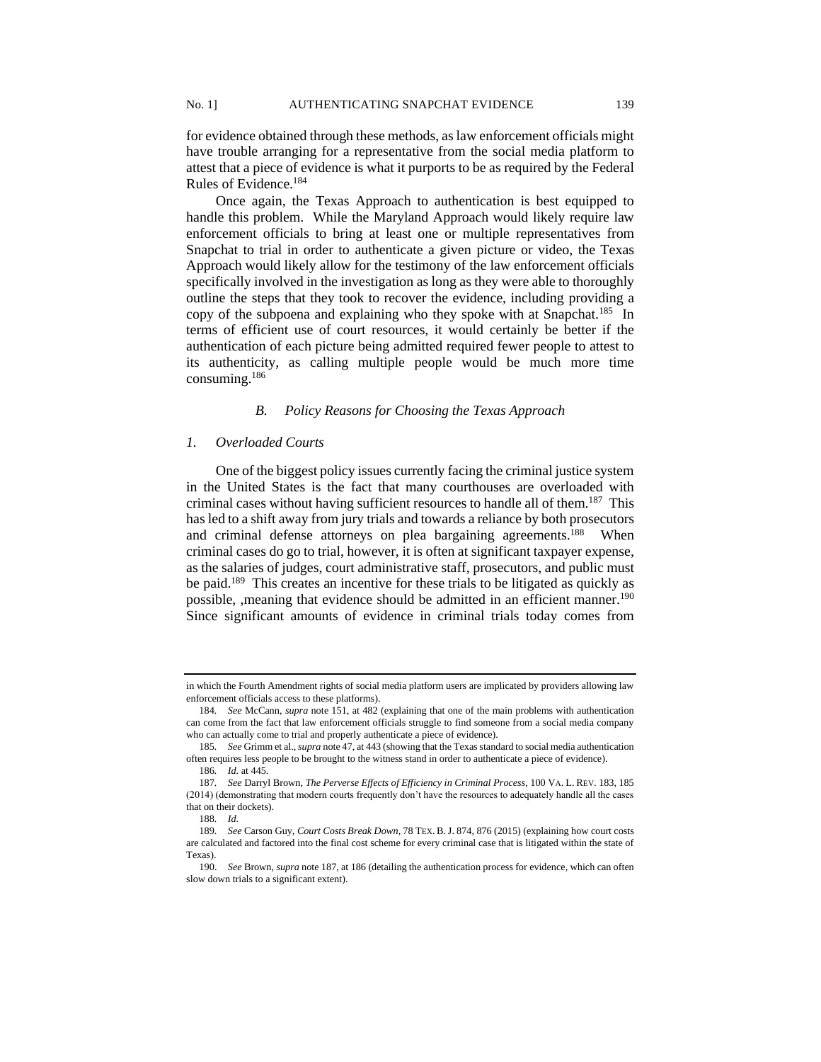for evidence obtained through these methods, as law enforcement officials might have trouble arranging for a representative from the social media platform to attest that a piece of evidence is what it purports to be as required by the Federal Rules of Evidence.[184]

Once again, the Texas Approach to authentication is best equipped to handle this problem. While the Maryland Approach would likely require law enforcement officials to bring at least one or multiple representatives from Snapchat to trial in order to authenticate a given picture or video, the Texas Approach would likely allow for the testimony of the law enforcement officials specifically involved in the investigation as long as they were able to thoroughly outline the steps that they took to recover the evidence, including providing a copy of the subpoena and explaining who they spoke with at Snapchat.[185] In terms of efficient use of court resources, it would certainly be better if the authentication of each picture being admitted required fewer people to attest to its authenticity, as calling multiple people would be much more time consuming.[186]

### *B. Policy Reasons for Choosing the Texas Approach*

#### *1. Overloaded Courts*

One of the biggest policy issues currently facing the criminal justice system in the United States is the fact that many courthouses are overloaded with criminal cases without having sufficient resources to handle all of them.[187] This has led to a shift away from jury trials and towards a reliance by both prosecutors and criminal defense attorneys on plea bargaining agreements.[188] When criminal cases do go to trial, however, it is often at significant taxpayer expense, as the salaries of judges, court administrative staff, prosecutors, and public must be paid.[189] This creates an incentive for these trials to be litigated as quickly as possible, ,meaning that evidence should be admitted in an efficient manner.[190] Since significant amounts of evidence in criminal trials today comes from

---

in which the Fourth Amendment rights of social media platform users are implicated by providers allowing law enforcement officials access to these platforms).

184. *See* McCann, *supra* note 151, at 482 (explaining that one of the main problems with authentication can come from the fact that law enforcement officials struggle to find someone from a social media company who can actually come to trial and properly authenticate a piece of evidence).

185. *See* Grimm et al., *supra* note 47, at 443 (showing that the Texas standard to social media authentication often requires less people to be brought to the witness stand in order to authenticate a piece of evidence).

186. *Id.* at 445.

187. *See* Darryl Brown, *The Perverse Effects of Efficiency in Criminal Process*, 100 VA. L. REV. 183, 185 (2014) (demonstrating that modern courts frequently don't have the resources to adequately handle all the cases that on their dockets).

188. *Id.*

189. *See* Carson Guy, *Court Costs Break Down*, 78 TEX. B. J. 874, 876 (2015) (explaining how court costs are calculated and factored into the final cost scheme for every criminal case that is litigated within the state of Texas).

190. *See* Brown, *supra* note 187, at 186 (detailing the authentication process for evidence, which can often slow down trials to a significant extent).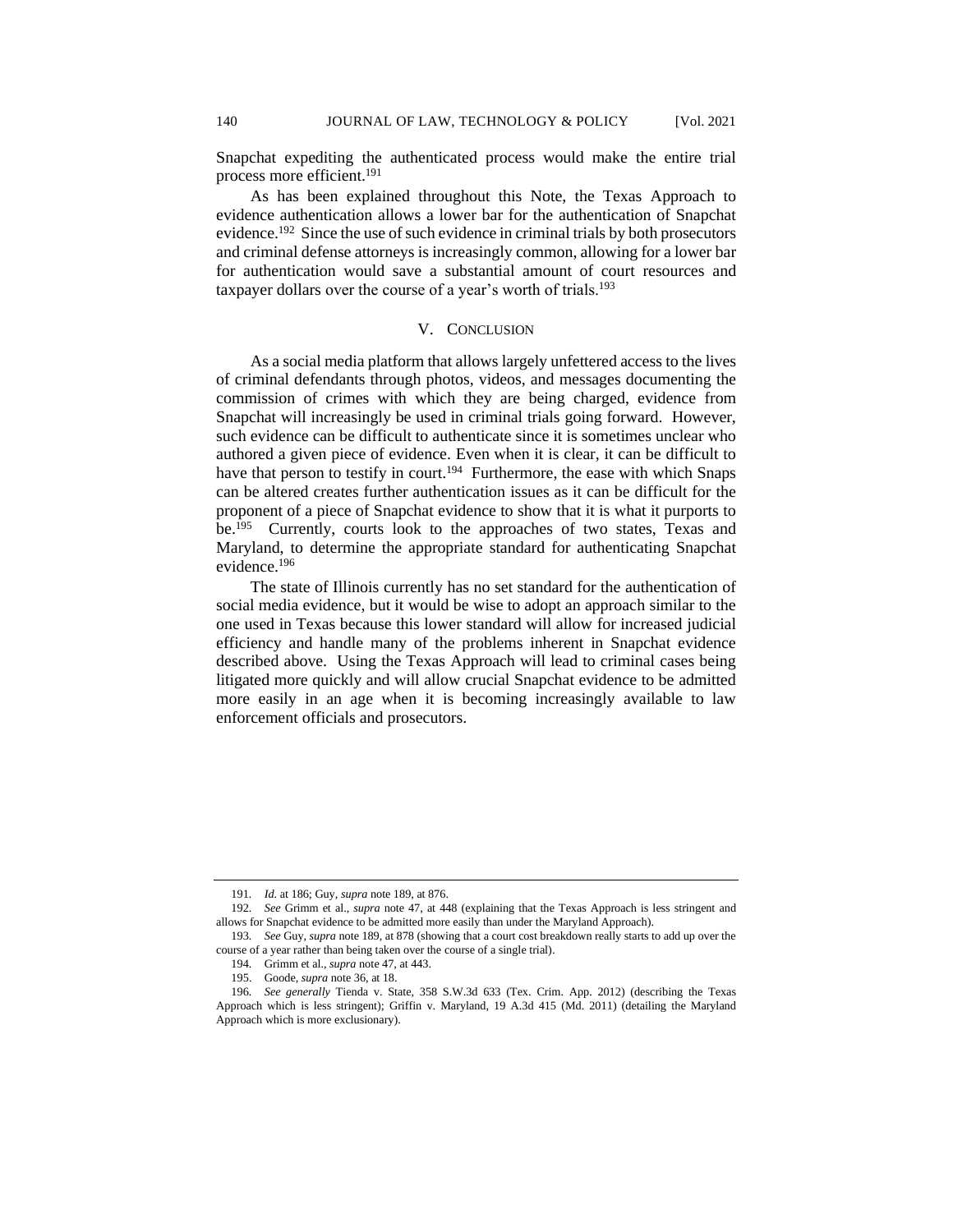Snapchat expediting the authenticated process would make the entire trial process more efficient.[191]

As has been explained throughout this Note, the Texas Approach to evidence authentication allows a lower bar for the authentication of Snapchat evidence.[192] Since the use of such evidence in criminal trials by both prosecutors and criminal defense attorneys is increasingly common, allowing for a lower bar for authentication would save a substantial amount of court resources and taxpayer dollars over the course of a year's worth of trials.[193]

## V. CONCLUSION

As a social media platform that allows largely unfettered access to the lives of criminal defendants through photos, videos, and messages documenting the commission of crimes with which they are being charged, evidence from Snapchat will increasingly be used in criminal trials going forward. However, such evidence can be difficult to authenticate since it is sometimes unclear who authored a given piece of evidence. Even when it is clear, it can be difficult to have that person to testify in court.[194] Furthermore, the ease with which Snaps can be altered creates further authentication issues as it can be difficult for the proponent of a piece of Snapchat evidence to show that it is what it purports to be.[195] Currently, courts look to the approaches of two states, Texas and Maryland, to determine the appropriate standard for authenticating Snapchat evidence.[196]

The state of Illinois currently has no set standard for the authentication of social media evidence, but it would be wise to adopt an approach similar to the one used in Texas because this lower standard will allow for increased judicial efficiency and handle many of the problems inherent in Snapchat evidence described above. Using the Texas Approach will lead to criminal cases being litigated more quickly and will allow crucial Snapchat evidence to be admitted more easily in an age when it is becoming increasingly available to law enforcement officials and prosecutors.

---

191. *Id.* at 186; Guy, *supra* note 189, at 876.

192. *See* Grimm et al., *supra* note 47, at 448 (explaining that the Texas Approach is less stringent and allows for Snapchat evidence to be admitted more easily than under the Maryland Approach).

193. *See* Guy, *supra* note 189, at 878 (showing that a court cost breakdown really starts to add up over the course of a year rather than being taken over the course of a single trial).

194. Grimm et al., *supra* note 47, at 443.

195. Goode, *supra* note 36, at 18.

196. *See generally* Tienda v. State, 358 S.W.3d 633 (Tex. Crim. App. 2012) (describing the Texas Approach which is less stringent); Griffin v. Maryland, 19 A.3d 415 (Md. 2011) (detailing the Maryland Approach which is more exclusionary).